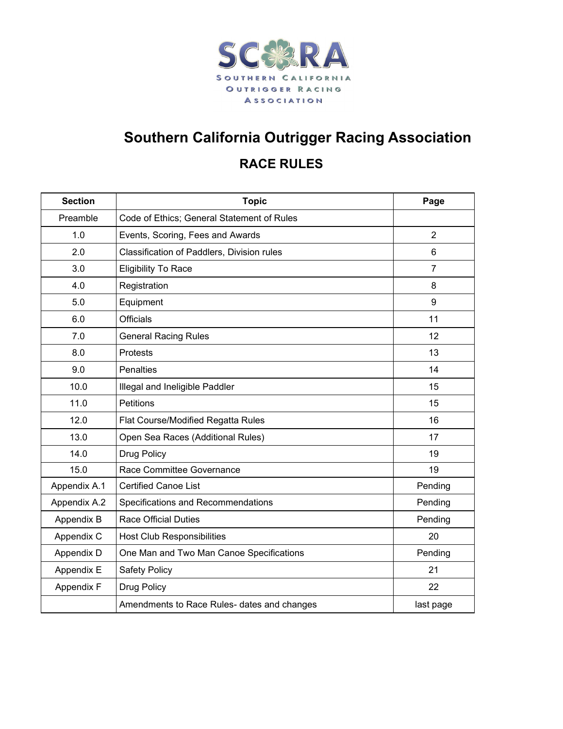SCORA

SOUTHERN CALIFORNIA OUTRIGGER RACING ASSOCIATION

# Southern California Outrigger Racing Association

## RACE RULES

| Section | Topic | Page |
|---|---|---|
| Preamble | Code of Ethics; General Statement of Rules | |
| 1.0 | Events, Scoring, Fees and Awards | 2 |
| 2.0 | Classification of Paddlers, Division rules | 6 |
| 3.0 | Eligibility To Race | 7 |
| 4.0 | Registration | 8 |
| 5.0 | Equipment | 9 |
| 6.0 | Officials | 11 |
| 7.0 | General Racing Rules | 12 |
| 8.0 | Protests | 13 |
| 9.0 | Penalties | 14 |
| 10.0 | Illegal and Ineligible Paddler | 15 |
| 11.0 | Petitions | 15 |
| 12.0 | Flat Course/Modified Regatta Rules | 16 |
| 13.0 | Open Sea Races (Additional Rules) | 17 |
| 14.0 | Drug Policy | 19 |
| 15.0 | Race Committee Governance | 19 |
| Appendix A.1 | Certified Canoe List | Pending |
| Appendix A.2 | Specifications and Recommendations | Pending |
| Appendix B | Race Official Duties | Pending |
| Appendix C | Host Club Responsibilities | 20 |
| Appendix D | One Man and Two Man Canoe Specifications | Pending |
| Appendix E | Safety Policy | 21 |
| Appendix F | Drug Policy | 22 |
| | Amendments to Race Rules- dates and changes | last page |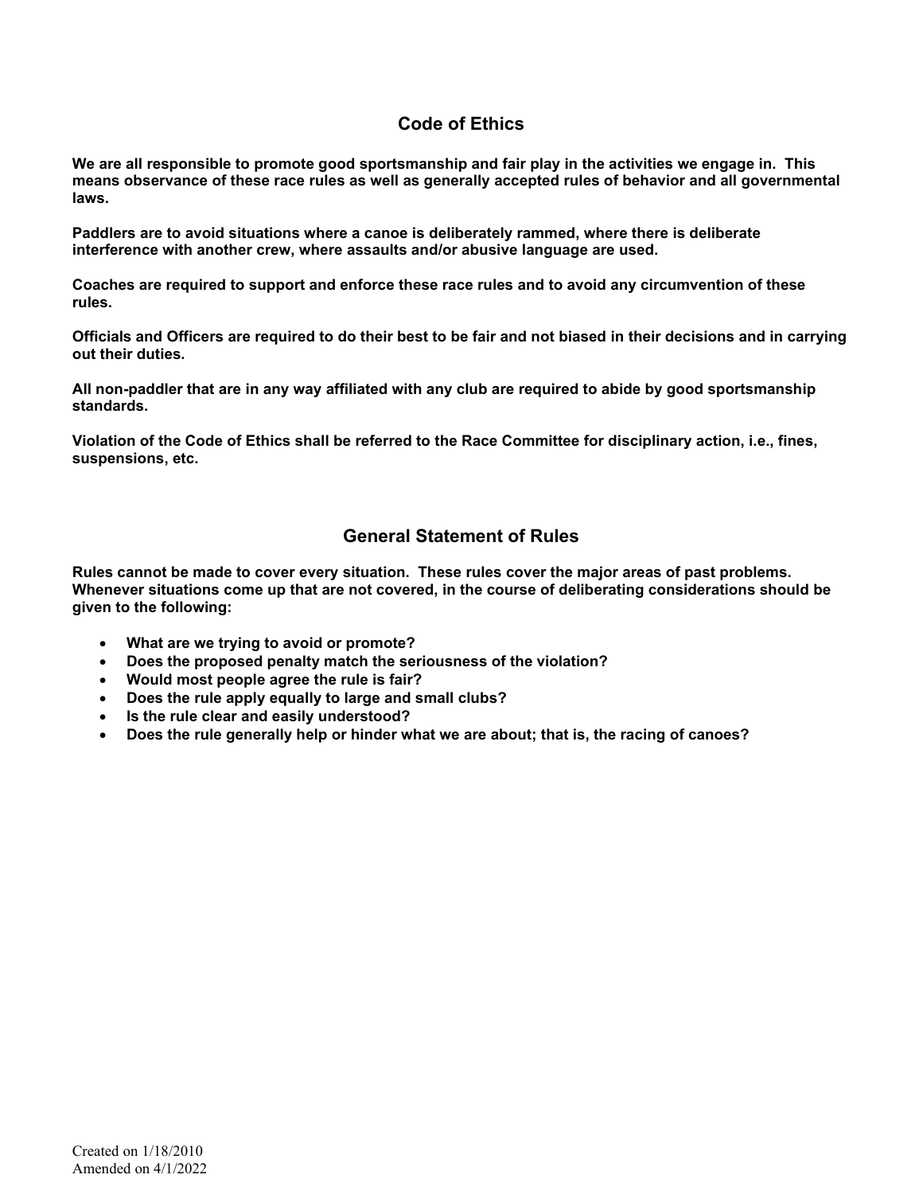## Code of Ethics

**We are all responsible to promote good sportsmanship and fair play in the activities we engage in. This means observance of these race rules as well as generally accepted rules of behavior and all governmental laws.**

**Paddlers are to avoid situations where a canoe is deliberately rammed, where there is deliberate interference with another crew, where assaults and/or abusive language are used.**

**Coaches are required to support and enforce these race rules and to avoid any circumvention of these rules.**

**Officials and Officers are required to do their best to be fair and not biased in their decisions and in carrying out their duties.**

**All non-paddler that are in any way affiliated with any club are required to abide by good sportsmanship standards.**

**Violation of the Code of Ethics shall be referred to the Race Committee for disciplinary action, i.e., fines, suspensions, etc.**

## General Statement of Rules

**Rules cannot be made to cover every situation. These rules cover the major areas of past problems. Whenever situations come up that are not covered, in the course of deliberating considerations should be given to the following:**

- **What are we trying to avoid or promote?**
- **Does the proposed penalty match the seriousness of the violation?**
- **Would most people agree the rule is fair?**
- **Does the rule apply equally to large and small clubs?**
- **Is the rule clear and easily understood?**
- **Does the rule generally help or hinder what we are about; that is, the racing of canoes?**

Created on 1/18/2010
Amended on 4/1/2022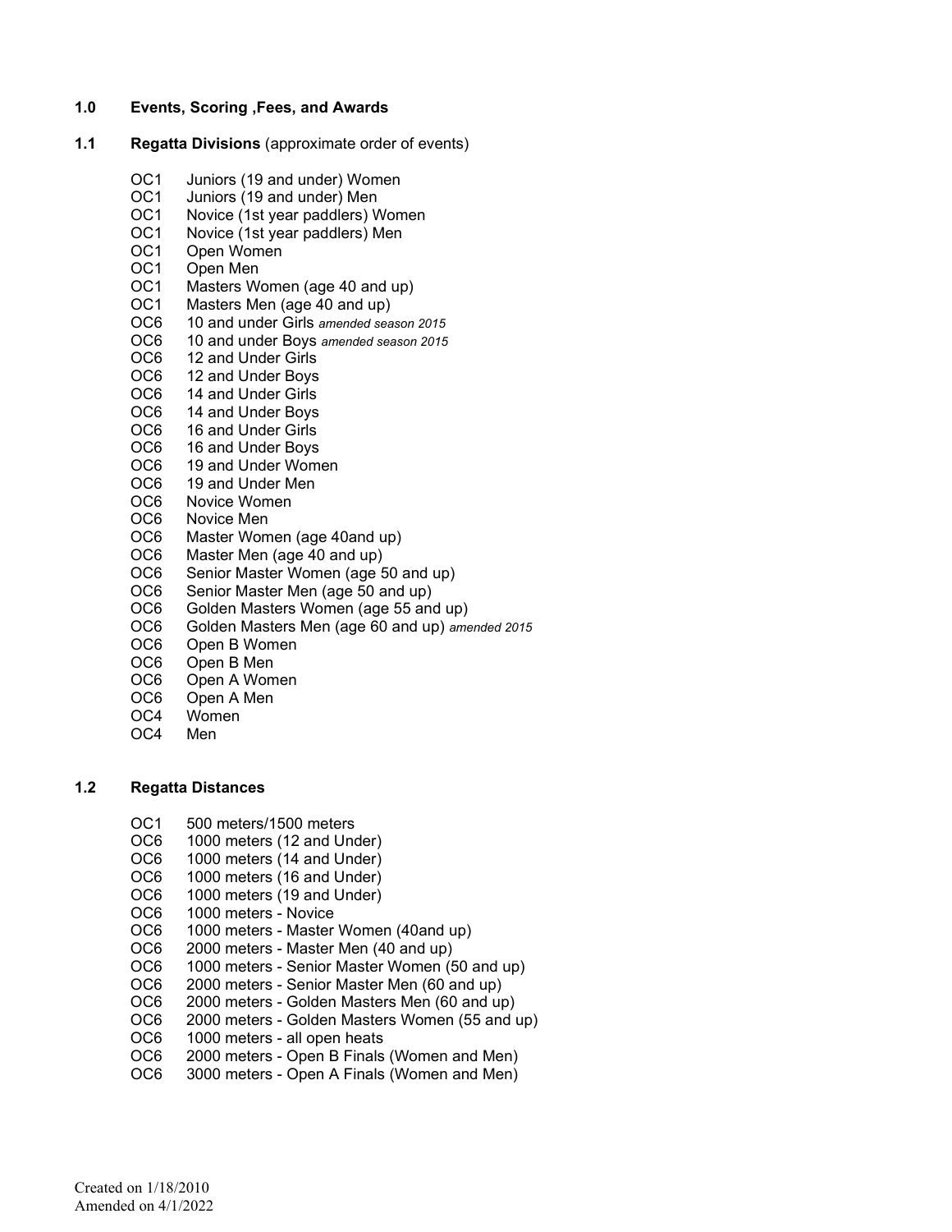## 1.0 Events, Scoring ,Fees, and Awards

### 1.1 Regatta Divisions (approximate order of events)

| | |
|---|---|
| OC1 | Juniors (19 and under) Women |
| OC1 | Juniors (19 and under) Men |
| OC1 | Novice (1st year paddlers) Women |
| OC1 | Novice (1st year paddlers) Men |
| OC1 | Open Women |
| OC1 | Open Men |
| OC1 | Masters Women (age 40 and up) |
| OC1 | Masters Men (age 40 and up) |
| OC6 | 10 and under Girls *amended season 2015* |
| OC6 | 10 and under Boys *amended season 2015* |
| OC6 | 12 and Under Girls |
| OC6 | 12 and Under Boys |
| OC6 | 14 and Under Girls |
| OC6 | 14 and Under Boys |
| OC6 | 16 and Under Girls |
| OC6 | 16 and Under Boys |
| OC6 | 19 and Under Women |
| OC6 | 19 and Under Men |
| OC6 | Novice Women |
| OC6 | Novice Men |
| OC6 | Master Women (age 40and up) |
| OC6 | Master Men (age 40 and up) |
| OC6 | Senior Master Women (age 50 and up) |
| OC6 | Senior Master Men (age 50 and up) |
| OC6 | Golden Masters Women (age 55 and up) |
| OC6 | Golden Masters Men (age 60 and up) *amended 2015* |
| OC6 | Open B Women |
| OC6 | Open B Men |
| OC6 | Open A Women |
| OC6 | Open A Men |
| OC4 | Women |
| OC4 | Men |

### 1.2 Regatta Distances

| | |
|---|---|
| OC1 | 500 meters/1500 meters |
| OC6 | 1000 meters (12 and Under) |
| OC6 | 1000 meters (14 and Under) |
| OC6 | 1000 meters (16 and Under) |
| OC6 | 1000 meters (19 and Under) |
| OC6 | 1000 meters - Novice |
| OC6 | 1000 meters - Master Women (40and up) |
| OC6 | 2000 meters - Master Men (40 and up) |
| OC6 | 1000 meters - Senior Master Women (50 and up) |
| OC6 | 2000 meters - Senior Master Men (60 and up) |
| OC6 | 2000 meters - Golden Masters Men (60 and up) |
| OC6 | 2000 meters - Golden Masters Women (55 and up) |
| OC6 | 1000 meters - all open heats |
| OC6 | 2000 meters - Open B Finals (Women and Men) |
| OC6 | 3000 meters - Open A Finals (Women and Men) |

Created on 1/18/2010
Amended on 4/1/2022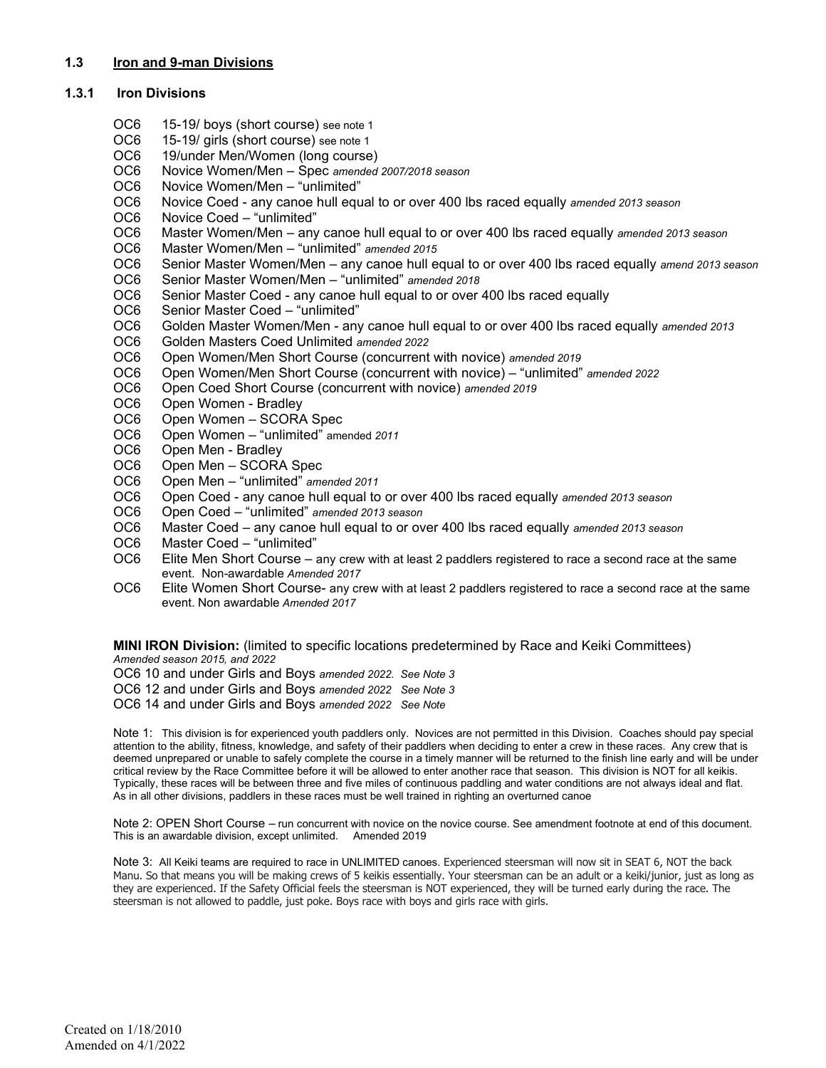### 1.3 Iron and 9-man Divisions

#### 1.3.1 Iron Divisions

OC6 15-19/ boys (short course) see note 1
OC6 15-19/ girls (short course) see note 1
OC6 19/under Men/Women (long course)
OC6 Novice Women/Men – Spec *amended 2007/2018 season*
OC6 Novice Women/Men – "unlimited"
OC6 Novice Coed - any canoe hull equal to or over 400 lbs raced equally *amended 2013 season*
OC6 Novice Coed – "unlimited"
OC6 Master Women/Men – any canoe hull equal to or over 400 lbs raced equally *amended 2013 season*
OC6 Master Women/Men – "unlimited" *amended 2015*
OC6 Senior Master Women/Men – any canoe hull equal to or over 400 lbs raced equally *amend 2013 season*
OC6 Senior Master Women/Men – "unlimited" *amended 2018*
OC6 Senior Master Coed - any canoe hull equal to or over 400 lbs raced equally
OC6 Senior Master Coed – "unlimited"
OC6 Golden Master Women/Men - any canoe hull equal to or over 400 lbs raced equally *amended 2013*
OC6 Golden Masters Coed Unlimited *amended 2022*
OC6 Open Women/Men Short Course (concurrent with novice) *amended 2019*
OC6 Open Women/Men Short Course (concurrent with novice) – "unlimited" *amended 2022*
OC6 Open Coed Short Course (concurrent with novice) *amended 2019*
OC6 Open Women - Bradley
OC6 Open Women – SCORA Spec
OC6 Open Women – "unlimited" amended *2011*
OC6 Open Men - Bradley
OC6 Open Men – SCORA Spec
OC6 Open Men – "unlimited" *amended 2011*
OC6 Open Coed - any canoe hull equal to or over 400 lbs raced equally *amended 2013 season*
OC6 Open Coed – "unlimited" *amended 2013 season*
OC6 Master Coed – any canoe hull equal to or over 400 lbs raced equally *amended 2013 season*
OC6 Master Coed – "unlimited"
OC6 Elite Men Short Course – any crew with at least 2 paddlers registered to race a second race at the same event. Non-awardable *Amended 2017*
OC6 Elite Women Short Course- any crew with at least 2 paddlers registered to race a second race at the same event. Non awardable *Amended 2017*

**MINI IRON Division:** (limited to specific locations predetermined by Race and Keiki Committees)
*Amended season 2015, and 2022*
OC6 10 and under Girls and Boys *amended 2022. See Note 3*
OC6 12 and under Girls and Boys *amended 2022 See Note 3*
OC6 14 and under Girls and Boys *amended 2022 See Note*

Note 1: This division is for experienced youth paddlers only. Novices are not permitted in this Division. Coaches should pay special attention to the ability, fitness, knowledge, and safety of their paddlers when deciding to enter a crew in these races. Any crew that is deemed unprepared or unable to safely complete the course in a timely manner will be returned to the finish line early and will be under critical review by the Race Committee before it will be allowed to enter another race that season. This division is NOT for all keikis. Typically, these races will be between three and five miles of continuous paddling and water conditions are not always ideal and flat. As in all other divisions, paddlers in these races must be well trained in righting an overturned canoe

Note 2: OPEN Short Course – run concurrent with novice on the novice course. See amendment footnote at end of this document. This is an awardable division, except unlimited. Amended 2019

Note 3: All Keiki teams are required to race in UNLIMITED canoes. Experienced steersman will now sit in SEAT 6, NOT the back Manu. So that means you will be making crews of 5 keikis essentially. Your steersman can be an adult or a keiki/junior, just as long as they are experienced. If the Safety Official feels the steersman is NOT experienced, they will be turned early during the race. The steersman is not allowed to paddle, just poke. Boys race with boys and girls race with girls.

Created on 1/18/2010
Amended on 4/1/2022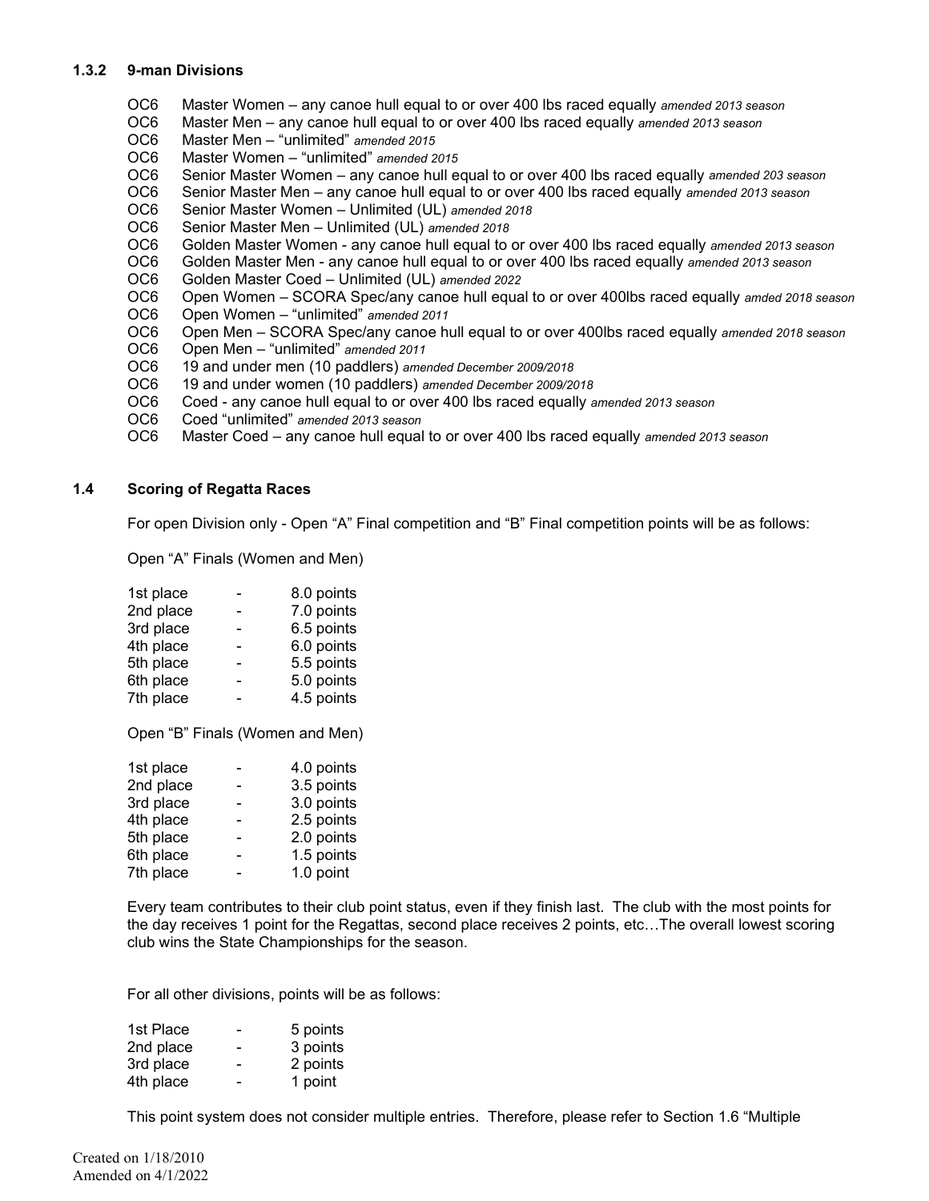### 1.3.2 9-man Divisions

OC6 Master Women – any canoe hull equal to or over 400 lbs raced equally *amended 2013 season*
OC6 Master Men – any canoe hull equal to or over 400 lbs raced equally *amended 2013 season*
OC6 Master Men – "unlimited" *amended 2015*
OC6 Master Women – "unlimited" *amended 2015*
OC6 Senior Master Women – any canoe hull equal to or over 400 lbs raced equally *amended 203 season*
OC6 Senior Master Men – any canoe hull equal to or over 400 lbs raced equally *amended 2013 season*
OC6 Senior Master Women – Unlimited (UL) *amended 2018*
OC6 Senior Master Men – Unlimited (UL) *amended 2018*
OC6 Golden Master Women - any canoe hull equal to or over 400 lbs raced equally *amended 2013 season*
OC6 Golden Master Men - any canoe hull equal to or over 400 lbs raced equally *amended 2013 season*
OC6 Golden Master Coed – Unlimited (UL) *amended 2022*
OC6 Open Women – SCORA Spec/any canoe hull equal to or over 400lbs raced equally *amded 2018 season*
OC6 Open Women – "unlimited" *amended 2011*
OC6 Open Men – SCORA Spec/any canoe hull equal to or over 400lbs raced equally *amended 2018 season*
OC6 Open Men – "unlimited" *amended 2011*
OC6 19 and under men (10 paddlers) *amended December 2009/2018*
OC6 19 and under women (10 paddlers) *amended December 2009/2018*
OC6 Coed - any canoe hull equal to or over 400 lbs raced equally *amended 2013 season*
OC6 Coed "unlimited" *amended 2013 season*
OC6 Master Coed – any canoe hull equal to or over 400 lbs raced equally *amended 2013 season*

### 1.4 Scoring of Regatta Races

For open Division only - Open "A" Final competition and "B" Final competition points will be as follows:

Open "A" Finals (Women and Men)

| | | |
|---|---|---|
| 1st place | - | 8.0 points |
| 2nd place | - | 7.0 points |
| 3rd place | - | 6.5 points |
| 4th place | - | 6.0 points |
| 5th place | - | 5.5 points |
| 6th place | - | 5.0 points |
| 7th place | - | 4.5 points |

Open "B" Finals (Women and Men)

| | | |
|---|---|---|
| 1st place | - | 4.0 points |
| 2nd place | - | 3.5 points |
| 3rd place | - | 3.0 points |
| 4th place | - | 2.5 points |
| 5th place | - | 2.0 points |
| 6th place | - | 1.5 points |
| 7th place | - | 1.0 point |

Every team contributes to their club point status, even if they finish last. The club with the most points for the day receives 1 point for the Regattas, second place receives 2 points, etc…The overall lowest scoring club wins the State Championships for the season.

For all other divisions, points will be as follows:

| | | |
|---|---|---|
| 1st Place | - | 5 points |
| 2nd place | - | 3 points |
| 3rd place | - | 2 points |
| 4th place | - | 1 point |

This point system does not consider multiple entries. Therefore, please refer to Section 1.6 "Multiple

Created on 1/18/2010
Amended on 4/1/2022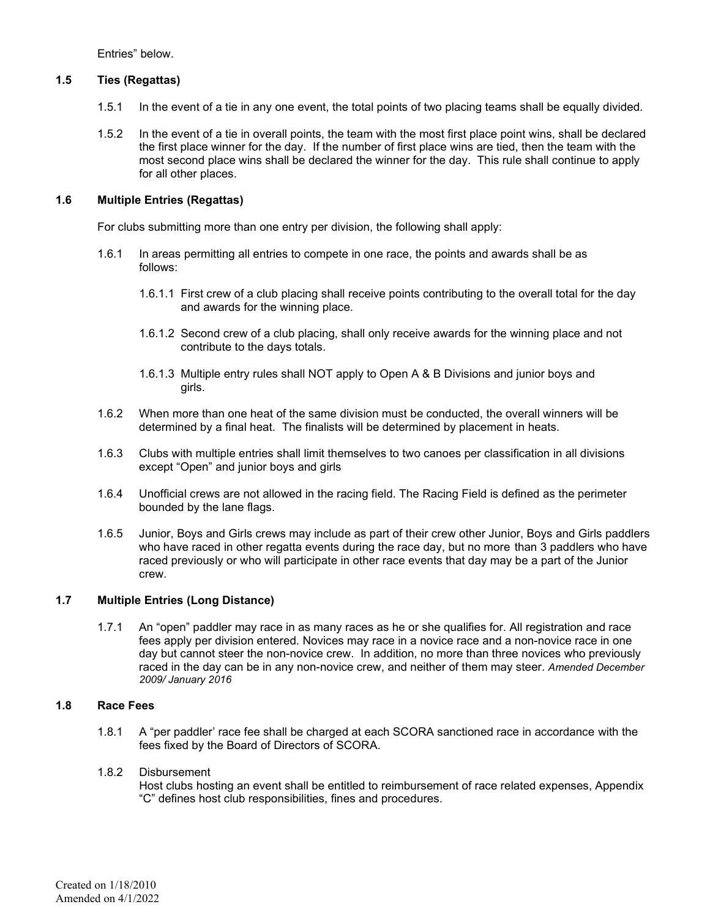Entries" below.

### 1.5 Ties (Regattas)

1.5.1 In the event of a tie in any one event, the total points of two placing teams shall be equally divided.

1.5.2 In the event of a tie in overall points, the team with the most first place point wins, shall be declared the first place winner for the day. If the number of first place wins are tied, then the team with the most second place wins shall be declared the winner for the day. This rule shall continue to apply for all other places.

### 1.6 Multiple Entries (Regattas)

For clubs submitting more than one entry per division, the following shall apply:

1.6.1 In areas permitting all entries to compete in one race, the points and awards shall be as follows:

1.6.1.1 First crew of a club placing shall receive points contributing to the overall total for the day and awards for the winning place.

1.6.1.2 Second crew of a club placing, shall only receive awards for the winning place and not contribute to the days totals.

1.6.1.3 Multiple entry rules shall NOT apply to Open A & B Divisions and junior boys and girls.

1.6.2 When more than one heat of the same division must be conducted, the overall winners will be determined by a final heat. The finalists will be determined by placement in heats.

1.6.3 Clubs with multiple entries shall limit themselves to two canoes per classification in all divisions except "Open" and junior boys and girls

1.6.4 Unofficial crews are not allowed in the racing field. The Racing Field is defined as the perimeter bounded by the lane flags.

1.6.5 Junior, Boys and Girls crews may include as part of their crew other Junior, Boys and Girls paddlers who have raced in other regatta events during the race day, but no more than 3 paddlers who have raced previously or who will participate in other race events that day may be a part of the Junior crew.

### 1.7 Multiple Entries (Long Distance)

1.7.1 An "open" paddler may race in as many races as he or she qualifies for. All registration and race fees apply per division entered. Novices may race in a novice race and a non-novice race in one day but cannot steer the non-novice crew. In addition, no more than three novices who previously raced in the day can be in any non-novice crew, and neither of them may steer. *Amended December 2009/ January 2016*

### 1.8 Race Fees

1.8.1 A "per paddler' race fee shall be charged at each SCORA sanctioned race in accordance with the fees fixed by the Board of Directors of SCORA.

1.8.2 Disbursement
Host clubs hosting an event shall be entitled to reimbursement of race related expenses, Appendix "C" defines host club responsibilities, fines and procedures.

Created on 1/18/2010
Amended on 4/1/2022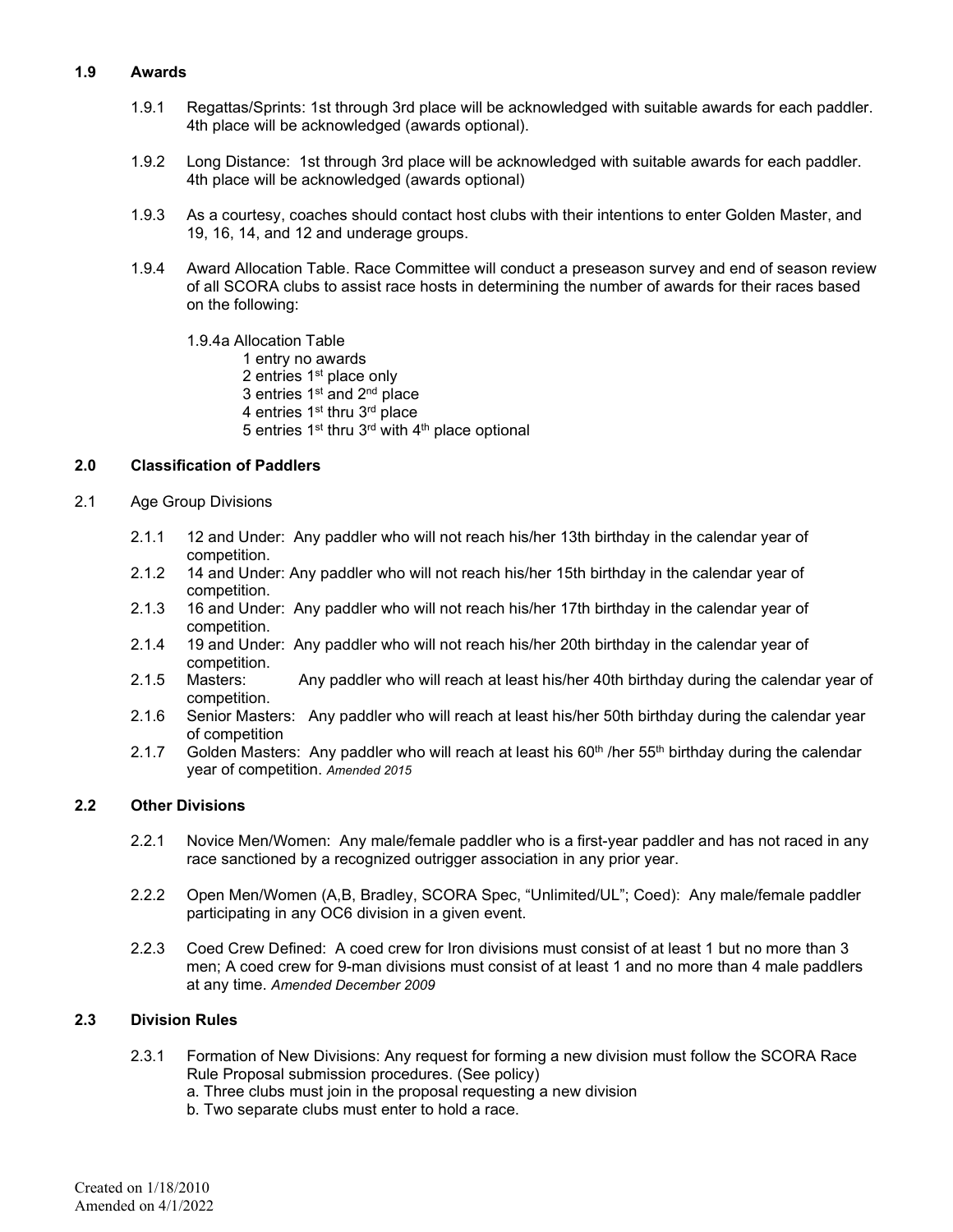### 1.9 Awards

1.9.1 Regattas/Sprints: 1st through 3rd place will be acknowledged with suitable awards for each paddler. 4th place will be acknowledged (awards optional).

1.9.2 Long Distance: 1st through 3rd place will be acknowledged with suitable awards for each paddler. 4th place will be acknowledged (awards optional)

1.9.3 As a courtesy, coaches should contact host clubs with their intentions to enter Golden Master, and 19, 16, 14, and 12 and underage groups.

1.9.4 Award Allocation Table. Race Committee will conduct a preseason survey and end of season review of all SCORA clubs to assist race hosts in determining the number of awards for their races based on the following:

1.9.4a Allocation Table

- 1 entry no awards
- 2 entries 1st place only
- 3 entries 1st and 2nd place
- 4 entries 1st thru 3rd place
- 5 entries 1st thru 3rd with 4th place optional

### 2.0 Classification of Paddlers

2.1 Age Group Divisions

2.1.1 12 and Under: Any paddler who will not reach his/her 13th birthday in the calendar year of competition.

2.1.2 14 and Under: Any paddler who will not reach his/her 15th birthday in the calendar year of competition.

2.1.3 16 and Under: Any paddler who will not reach his/her 17th birthday in the calendar year of competition.

2.1.4 19 and Under: Any paddler who will not reach his/her 20th birthday in the calendar year of competition.

2.1.5 Masters: Any paddler who will reach at least his/her 40th birthday during the calendar year of competition.

2.1.6 Senior Masters: Any paddler who will reach at least his/her 50th birthday during the calendar year of competition

2.1.7 Golden Masters: Any paddler who will reach at least his 60th /her 55th birthday during the calendar year of competition. *Amended 2015*

### 2.2 Other Divisions

2.2.1 Novice Men/Women: Any male/female paddler who is a first-year paddler and has not raced in any race sanctioned by a recognized outrigger association in any prior year.

2.2.2 Open Men/Women (A,B, Bradley, SCORA Spec, "Unlimited/UL"; Coed): Any male/female paddler participating in any OC6 division in a given event.

2.2.3 Coed Crew Defined: A coed crew for Iron divisions must consist of at least 1 but no more than 3 men; A coed crew for 9-man divisions must consist of at least 1 and no more than 4 male paddlers at any time. *Amended December 2009*

### 2.3 Division Rules

2.3.1 Formation of New Divisions: Any request for forming a new division must follow the SCORA Race Rule Proposal submission procedures. (See policy)

a. Three clubs must join in the proposal requesting a new division

b. Two separate clubs must enter to hold a race.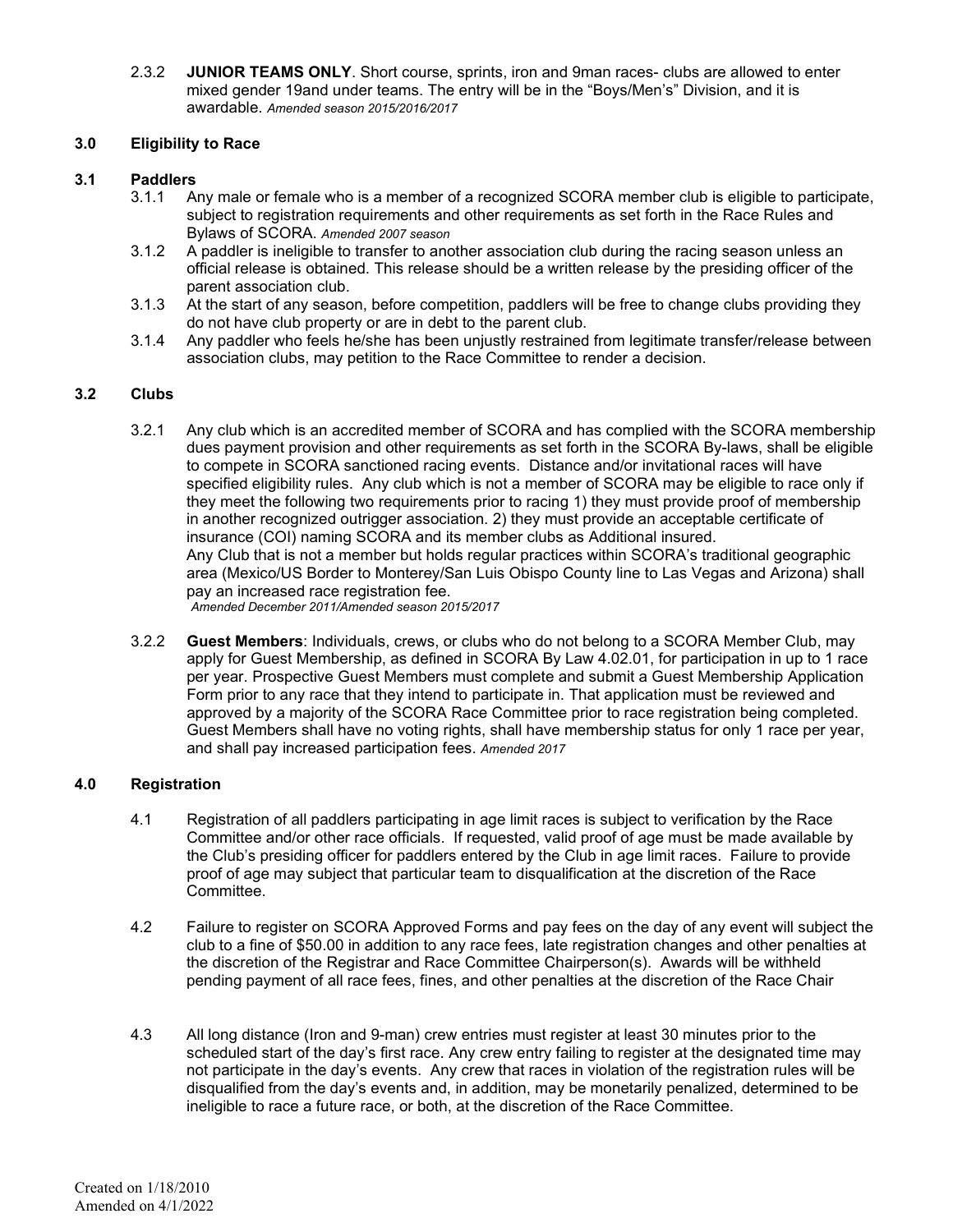2.3.2 **JUNIOR TEAMS ONLY**. Short course, sprints, iron and 9man races- clubs are allowed to enter mixed gender 19and under teams. The entry will be in the "Boys/Men's" Division, and it is awardable. *Amended season 2015/2016/2017*

## 3.0 Eligibility to Race

### 3.1 Paddlers

3.1.1 Any male or female who is a member of a recognized SCORA member club is eligible to participate, subject to registration requirements and other requirements as set forth in the Race Rules and Bylaws of SCORA. *Amended 2007 season*

3.1.2 A paddler is ineligible to transfer to another association club during the racing season unless an official release is obtained. This release should be a written release by the presiding officer of the parent association club.

3.1.3 At the start of any season, before competition, paddlers will be free to change clubs providing they do not have club property or are in debt to the parent club.

3.1.4 Any paddler who feels he/she has been unjustly restrained from legitimate transfer/release between association clubs, may petition to the Race Committee to render a decision.

### 3.2 Clubs

3.2.1 Any club which is an accredited member of SCORA and has complied with the SCORA membership dues payment provision and other requirements as set forth in the SCORA By-laws, shall be eligible to compete in SCORA sanctioned racing events. Distance and/or invitational races will have specified eligibility rules. Any club which is not a member of SCORA may be eligible to race only if they meet the following two requirements prior to racing 1) they must provide proof of membership in another recognized outrigger association. 2) they must provide an acceptable certificate of insurance (COI) naming SCORA and its member clubs as Additional insured.
Any Club that is not a member but holds regular practices within SCORA's traditional geographic area (Mexico/US Border to Monterey/San Luis Obispo County line to Las Vegas and Arizona) shall pay an increased race registration fee.
*Amended December 2011/Amended season 2015/2017*

3.2.2 **Guest Members**: Individuals, crews, or clubs who do not belong to a SCORA Member Club, may apply for Guest Membership, as defined in SCORA By Law 4.02.01, for participation in up to 1 race per year. Prospective Guest Members must complete and submit a Guest Membership Application Form prior to any race that they intend to participate in. That application must be reviewed and approved by a majority of the SCORA Race Committee prior to race registration being completed. Guest Members shall have no voting rights, shall have membership status for only 1 race per year, and shall pay increased participation fees. *Amended 2017*

## 4.0 Registration

4.1 Registration of all paddlers participating in age limit races is subject to verification by the Race Committee and/or other race officials. If requested, valid proof of age must be made available by the Club's presiding officer for paddlers entered by the Club in age limit races. Failure to provide proof of age may subject that particular team to disqualification at the discretion of the Race Committee.

4.2 Failure to register on SCORA Approved Forms and pay fees on the day of any event will subject the club to a fine of $50.00 in addition to any race fees, late registration changes and other penalties at the discretion of the Registrar and Race Committee Chairperson(s). Awards will be withheld pending payment of all race fees, fines, and other penalties at the discretion of the Race Chair

4.3 All long distance (Iron and 9-man) crew entries must register at least 30 minutes prior to the scheduled start of the day's first race. Any crew entry failing to register at the designated time may not participate in the day's events. Any crew that races in violation of the registration rules will be disqualified from the day's events and, in addition, may be monetarily penalized, determined to be ineligible to race a future race, or both, at the discretion of the Race Committee.

Created on 1/18/2010
Amended on 4/1/2022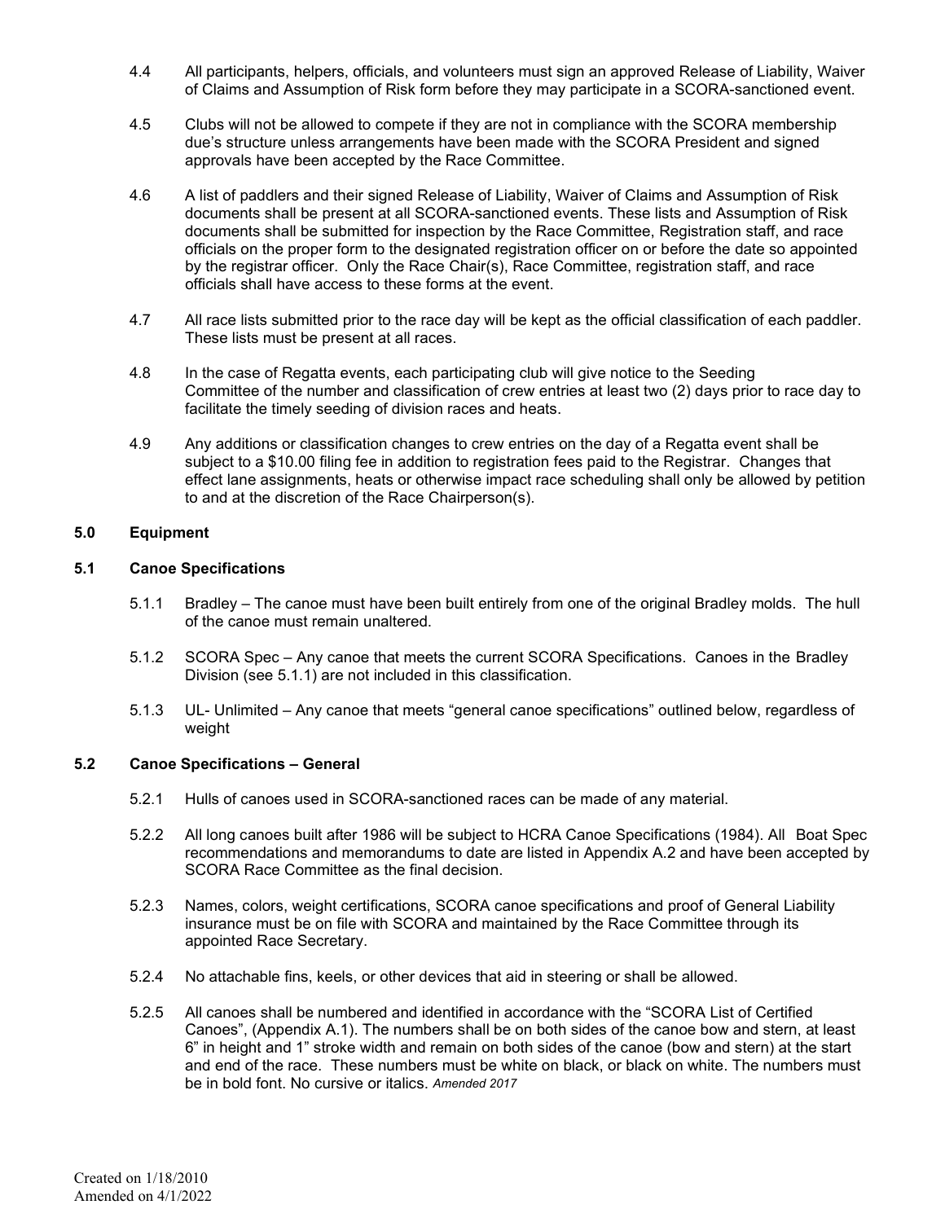4.4 All participants, helpers, officials, and volunteers must sign an approved Release of Liability, Waiver of Claims and Assumption of Risk form before they may participate in a SCORA-sanctioned event.

4.5 Clubs will not be allowed to compete if they are not in compliance with the SCORA membership due's structure unless arrangements have been made with the SCORA President and signed approvals have been accepted by the Race Committee.

4.6 A list of paddlers and their signed Release of Liability, Waiver of Claims and Assumption of Risk documents shall be present at all SCORA-sanctioned events. These lists and Assumption of Risk documents shall be submitted for inspection by the Race Committee, Registration staff, and race officials on the proper form to the designated registration officer on or before the date so appointed by the registrar officer. Only the Race Chair(s), Race Committee, registration staff, and race officials shall have access to these forms at the event.

4.7 All race lists submitted prior to the race day will be kept as the official classification of each paddler. These lists must be present at all races.

4.8 In the case of Regatta events, each participating club will give notice to the Seeding Committee of the number and classification of crew entries at least two (2) days prior to race day to facilitate the timely seeding of division races and heats.

4.9 Any additions or classification changes to crew entries on the day of a Regatta event shall be subject to a $10.00 filing fee in addition to registration fees paid to the Registrar. Changes that effect lane assignments, heats or otherwise impact race scheduling shall only be allowed by petition to and at the discretion of the Race Chairperson(s).

## 5.0 Equipment

### 5.1 Canoe Specifications

5.1.1 Bradley – The canoe must have been built entirely from one of the original Bradley molds. The hull of the canoe must remain unaltered.

5.1.2 SCORA Spec – Any canoe that meets the current SCORA Specifications. Canoes in the Bradley Division (see 5.1.1) are not included in this classification.

5.1.3 UL- Unlimited – Any canoe that meets "general canoe specifications" outlined below, regardless of weight

### 5.2 Canoe Specifications – General

5.2.1 Hulls of canoes used in SCORA-sanctioned races can be made of any material.

5.2.2 All long canoes built after 1986 will be subject to HCRA Canoe Specifications (1984). All Boat Spec recommendations and memorandums to date are listed in Appendix A.2 and have been accepted by SCORA Race Committee as the final decision.

5.2.3 Names, colors, weight certifications, SCORA canoe specifications and proof of General Liability insurance must be on file with SCORA and maintained by the Race Committee through its appointed Race Secretary.

5.2.4 No attachable fins, keels, or other devices that aid in steering or shall be allowed.

5.2.5 All canoes shall be numbered and identified in accordance with the "SCORA List of Certified Canoes", (Appendix A.1). The numbers shall be on both sides of the canoe bow and stern, at least 6" in height and 1" stroke width and remain on both sides of the canoe (bow and stern) at the start and end of the race. These numbers must be white on black, or black on white. The numbers must be in bold font. No cursive or italics. *Amended 2017*

Created on 1/18/2010
Amended on 4/1/2022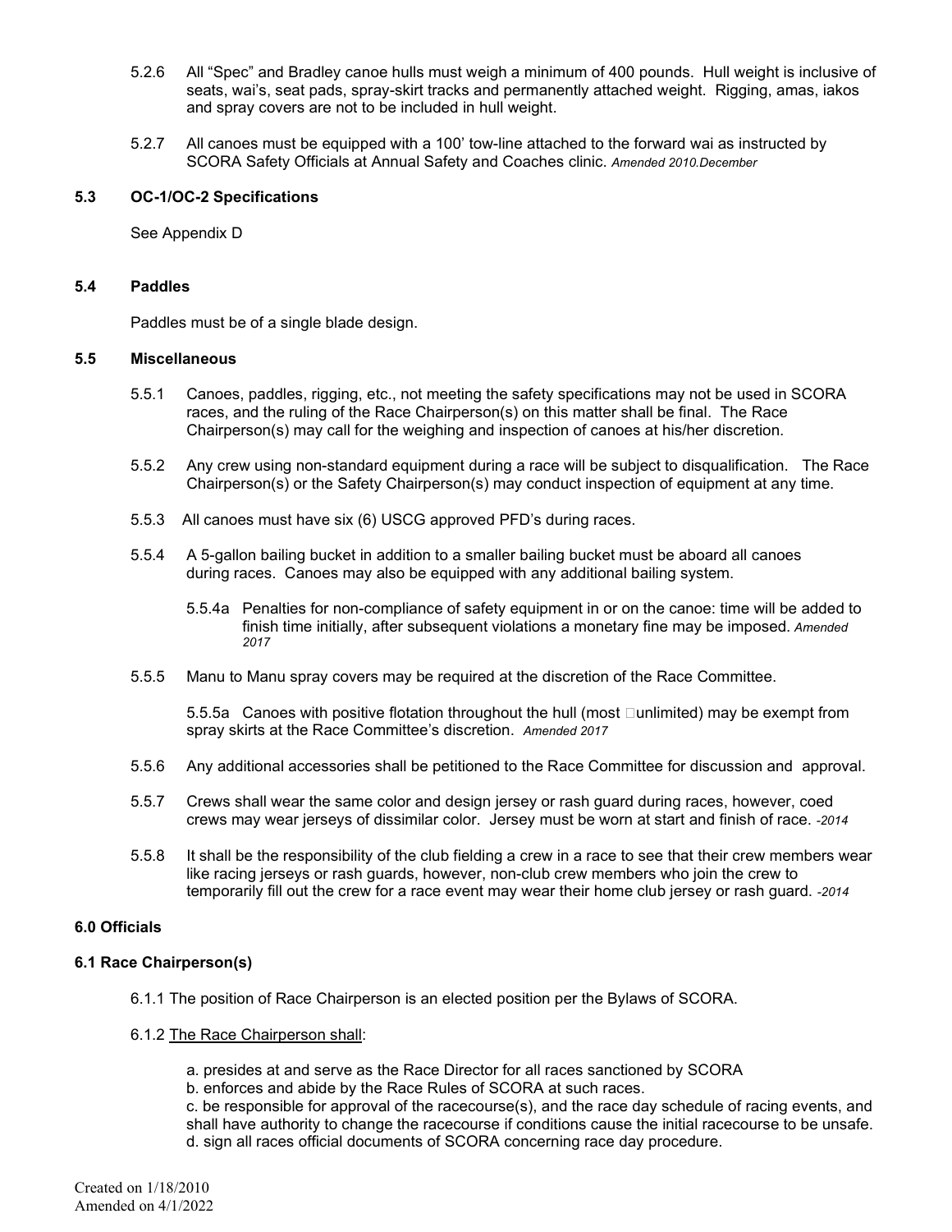5.2.6 All "Spec" and Bradley canoe hulls must weigh a minimum of 400 pounds. Hull weight is inclusive of seats, wai's, seat pads, spray-skirt tracks and permanently attached weight. Rigging, amas, iakos and spray covers are not to be included in hull weight.

5.2.7 All canoes must be equipped with a 100' tow-line attached to the forward wai as instructed by SCORA Safety Officials at Annual Safety and Coaches clinic. *Amended 2010.December*

### 5.3 OC-1/OC-2 Specifications

See Appendix D

### 5.4 Paddles

Paddles must be of a single blade design.

### 5.5 Miscellaneous

5.5.1 Canoes, paddles, rigging, etc., not meeting the safety specifications may not be used in SCORA races, and the ruling of the Race Chairperson(s) on this matter shall be final. The Race Chairperson(s) may call for the weighing and inspection of canoes at his/her discretion.

5.5.2 Any crew using non-standard equipment during a race will be subject to disqualification. The Race Chairperson(s) or the Safety Chairperson(s) may conduct inspection of equipment at any time.

5.5.3 All canoes must have six (6) USCG approved PFD's during races.

5.5.4 A 5-gallon bailing bucket in addition to a smaller bailing bucket must be aboard all canoes during races. Canoes may also be equipped with any additional bailing system.

5.5.4a Penalties for non-compliance of safety equipment in or on the canoe: time will be added to finish time initially, after subsequent violations a monetary fine may be imposed. *Amended 2017*

5.5.5 Manu to Manu spray covers may be required at the discretion of the Race Committee.

5.5.5a Canoes with positive flotation throughout the hull (most unlimited) may be exempt from spray skirts at the Race Committee's discretion. *Amended 2017*

5.5.6 Any additional accessories shall be petitioned to the Race Committee for discussion and approval.

5.5.7 Crews shall wear the same color and design jersey or rash guard during races, however, coed crews may wear jerseys of dissimilar color. Jersey must be worn at start and finish of race. *-2014*

5.5.8 It shall be the responsibility of the club fielding a crew in a race to see that their crew members wear like racing jerseys or rash guards, however, non-club crew members who join the crew to temporarily fill out the crew for a race event may wear their home club jersey or rash guard. *-2014*

## 6.0 Officials

### 6.1 Race Chairperson(s)

6.1.1 The position of Race Chairperson is an elected position per the Bylaws of SCORA.

6.1.2 The Race Chairperson shall:

a. presides at and serve as the Race Director for all races sanctioned by SCORA
b. enforces and abide by the Race Rules of SCORA at such races.
c. be responsible for approval of the racecourse(s), and the race day schedule of racing events, and shall have authority to change the racecourse if conditions cause the initial racecourse to be unsafe.
d. sign all races official documents of SCORA concerning race day procedure.

Created on 1/18/2010
Amended on 4/1/2022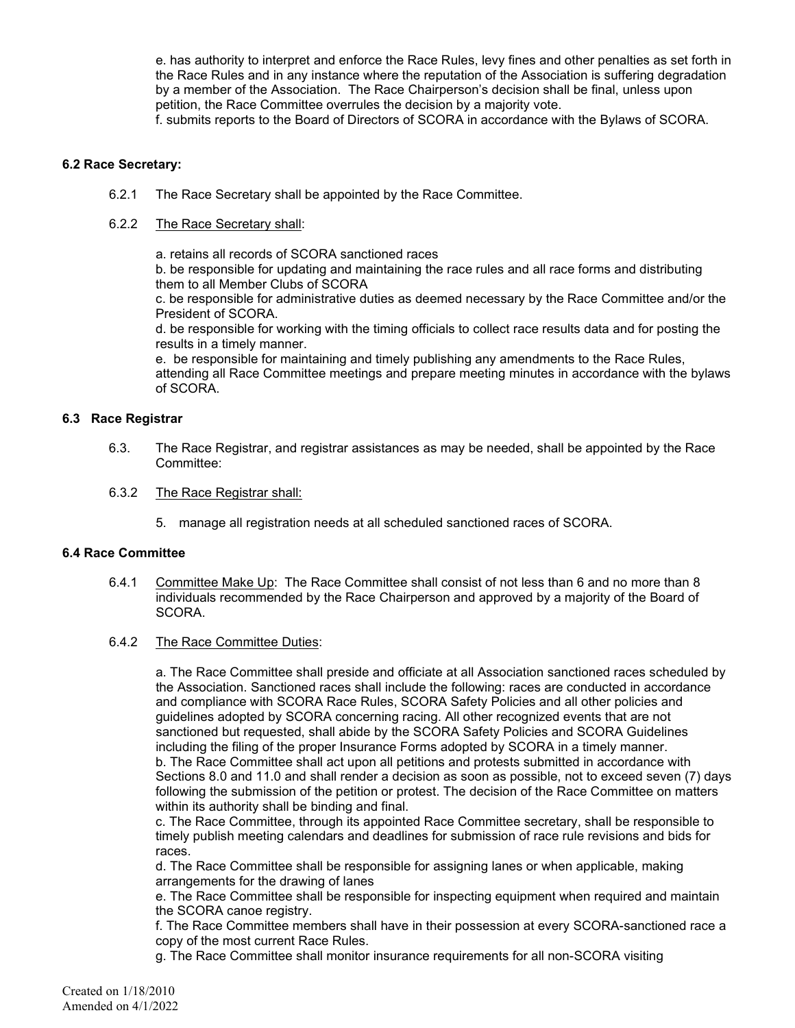e. has authority to interpret and enforce the Race Rules, levy fines and other penalties as set forth in the Race Rules and in any instance where the reputation of the Association is suffering degradation by a member of the Association. The Race Chairperson's decision shall be final, unless upon petition, the Race Committee overrules the decision by a majority vote.
f. submits reports to the Board of Directors of SCORA in accordance with the Bylaws of SCORA.

### 6.2 Race Secretary:

6.2.1 The Race Secretary shall be appointed by the Race Committee.

6.2.2 The Race Secretary shall:

a. retains all records of SCORA sanctioned races
b. be responsible for updating and maintaining the race rules and all race forms and distributing them to all Member Clubs of SCORA
c. be responsible for administrative duties as deemed necessary by the Race Committee and/or the President of SCORA.
d. be responsible for working with the timing officials to collect race results data and for posting the results in a timely manner.
e. be responsible for maintaining and timely publishing any amendments to the Race Rules, attending all Race Committee meetings and prepare meeting minutes in accordance with the bylaws of SCORA.

### 6.3 Race Registrar

6.3. The Race Registrar, and registrar assistances as may be needed, shall be appointed by the Race Committee:

6.3.2 The Race Registrar shall:

5. manage all registration needs at all scheduled sanctioned races of SCORA.

### 6.4 Race Committee

6.4.1 Committee Make Up: The Race Committee shall consist of not less than 6 and no more than 8 individuals recommended by the Race Chairperson and approved by a majority of the Board of SCORA.

6.4.2 The Race Committee Duties:

a. The Race Committee shall preside and officiate at all Association sanctioned races scheduled by the Association. Sanctioned races shall include the following: races are conducted in accordance and compliance with SCORA Race Rules, SCORA Safety Policies and all other policies and guidelines adopted by SCORA concerning racing. All other recognized events that are not sanctioned but requested, shall abide by the SCORA Safety Policies and SCORA Guidelines including the filing of the proper Insurance Forms adopted by SCORA in a timely manner.
b. The Race Committee shall act upon all petitions and protests submitted in accordance with Sections 8.0 and 11.0 and shall render a decision as soon as possible, not to exceed seven (7) days following the submission of the petition or protest. The decision of the Race Committee on matters within its authority shall be binding and final.
c. The Race Committee, through its appointed Race Committee secretary, shall be responsible to timely publish meeting calendars and deadlines for submission of race rule revisions and bids for races.
d. The Race Committee shall be responsible for assigning lanes or when applicable, making arrangements for the drawing of lanes
e. The Race Committee shall be responsible for inspecting equipment when required and maintain the SCORA canoe registry.
f. The Race Committee members shall have in their possession at every SCORA-sanctioned race a copy of the most current Race Rules.
g. The Race Committee shall monitor insurance requirements for all non-SCORA visiting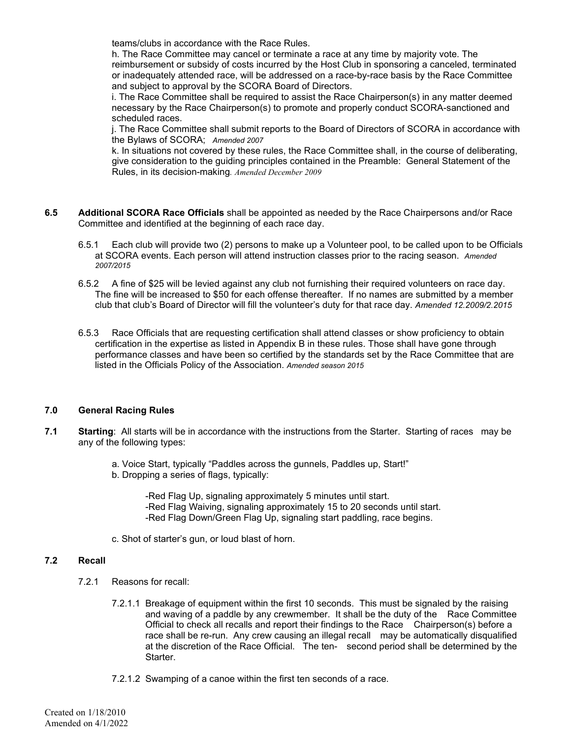teams/clubs in accordance with the Race Rules.

h. The Race Committee may cancel or terminate a race at any time by majority vote. The reimbursement or subsidy of costs incurred by the Host Club in sponsoring a canceled, terminated or inadequately attended race, will be addressed on a race-by-race basis by the Race Committee and subject to approval by the SCORA Board of Directors.

i. The Race Committee shall be required to assist the Race Chairperson(s) in any matter deemed necessary by the Race Chairperson(s) to promote and properly conduct SCORA-sanctioned and scheduled races.

j. The Race Committee shall submit reports to the Board of Directors of SCORA in accordance with the Bylaws of SCORA; *Amended 2007*

k. In situations not covered by these rules, the Race Committee shall, in the course of deliberating, give consideration to the guiding principles contained in the Preamble: General Statement of the Rules, in its decision-making. *Amended December 2009*

**6.5 Additional SCORA Race Officials** shall be appointed as needed by the Race Chairpersons and/or Race Committee and identified at the beginning of each race day.

6.5.1 Each club will provide two (2) persons to make up a Volunteer pool, to be called upon to be Officials at SCORA events. Each person will attend instruction classes prior to the racing season. *Amended 2007/2015*

6.5.2 A fine of $25 will be levied against any club not furnishing their required volunteers on race day. The fine will be increased to $50 for each offense thereafter. If no names are submitted by a member club that club's Board of Director will fill the volunteer's duty for that race day. *Amended 12.2009/2.2015*

6.5.3 Race Officials that are requesting certification shall attend classes or show proficiency to obtain certification in the expertise as listed in Appendix B in these rules. Those shall have gone through performance classes and have been so certified by the standards set by the Race Committee that are listed in the Officials Policy of the Association. *Amended season 2015*

## 7.0 General Racing Rules

**7.1 Starting**: All starts will be in accordance with the instructions from the Starter. Starting of races may be any of the following types:

a. Voice Start, typically "Paddles across the gunnels, Paddles up, Start!"

b. Dropping a series of flags, typically:

-Red Flag Up, signaling approximately 5 minutes until start.
-Red Flag Waiving, signaling approximately 15 to 20 seconds until start.
-Red Flag Down/Green Flag Up, signaling start paddling, race begins.

c. Shot of starter's gun, or loud blast of horn.

**7.2 Recall**

7.2.1 Reasons for recall:

7.2.1.1 Breakage of equipment within the first 10 seconds. This must be signaled by the raising and waving of a paddle by any crewmember. It shall be the duty of the Race Committee Official to check all recalls and report their findings to the Race Chairperson(s) before a race shall be re-run. Any crew causing an illegal recall may be automatically disqualified at the discretion of the Race Official. The ten- second period shall be determined by the Starter.

7.2.1.2 Swamping of a canoe within the first ten seconds of a race.

Created on 1/18/2010
Amended on 4/1/2022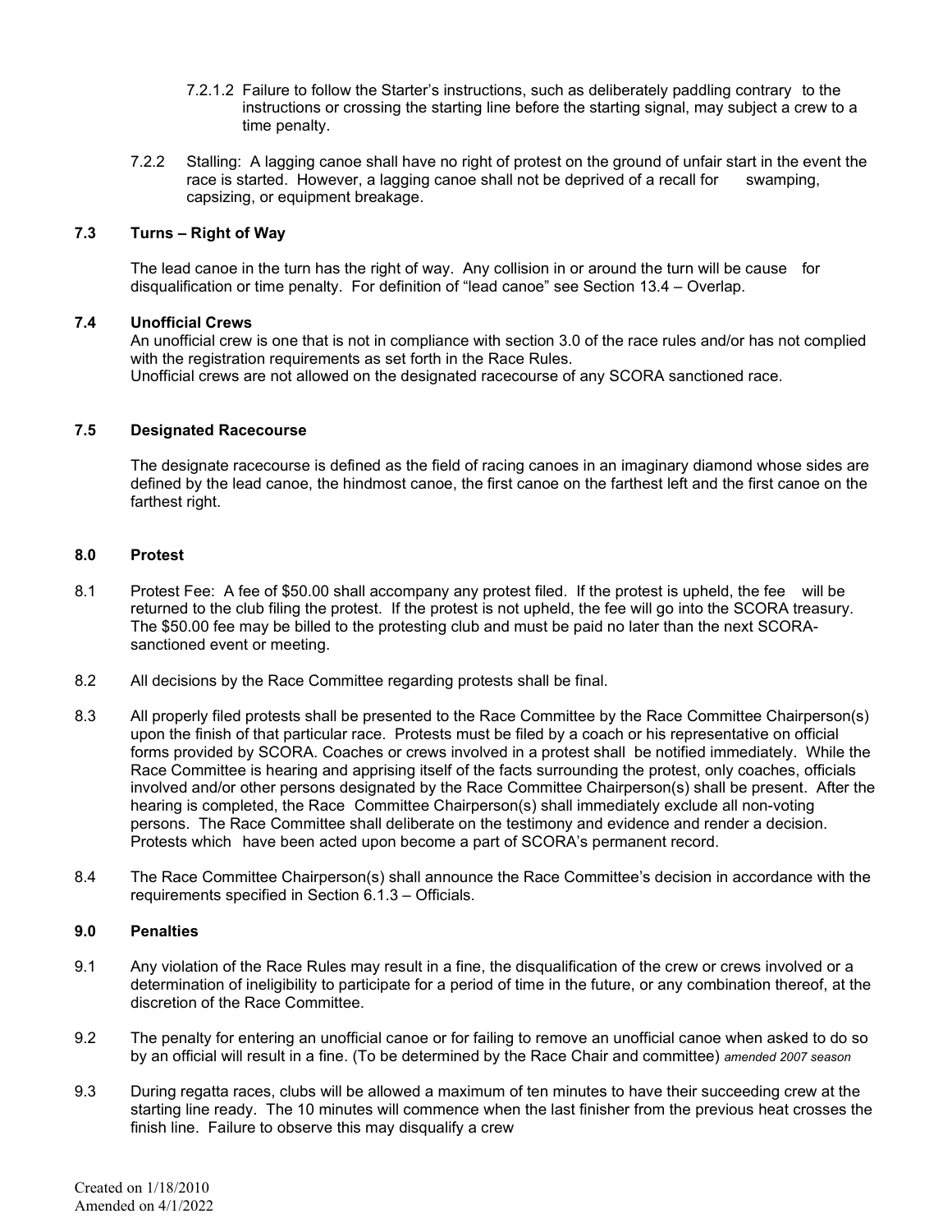7.2.1.2 Failure to follow the Starter's instructions, such as deliberately paddling contrary to the instructions or crossing the starting line before the starting signal, may subject a crew to a time penalty.

7.2.2 Stalling: A lagging canoe shall have no right of protest on the ground of unfair start in the event the race is started. However, a lagging canoe shall not be deprived of a recall for swamping, capsizing, or equipment breakage.

### 7.3 Turns – Right of Way

The lead canoe in the turn has the right of way. Any collision in or around the turn will be cause for disqualification or time penalty. For definition of "lead canoe" see Section 13.4 – Overlap.

### 7.4 Unofficial Crews

An unofficial crew is one that is not in compliance with section 3.0 of the race rules and/or has not complied with the registration requirements as set forth in the Race Rules.
Unofficial crews are not allowed on the designated racecourse of any SCORA sanctioned race.

### 7.5 Designated Racecourse

The designate racecourse is defined as the field of racing canoes in an imaginary diamond whose sides are defined by the lead canoe, the hindmost canoe, the first canoe on the farthest left and the first canoe on the farthest right.

## 8.0 Protest

8.1 Protest Fee: A fee of $50.00 shall accompany any protest filed. If the protest is upheld, the fee will be returned to the club filing the protest. If the protest is not upheld, the fee will go into the SCORA treasury. The $50.00 fee may be billed to the protesting club and must be paid no later than the next SCORA-sanctioned event or meeting.

8.2 All decisions by the Race Committee regarding protests shall be final.

8.3 All properly filed protests shall be presented to the Race Committee by the Race Committee Chairperson(s) upon the finish of that particular race. Protests must be filed by a coach or his representative on official forms provided by SCORA. Coaches or crews involved in a protest shall be notified immediately. While the Race Committee is hearing and apprising itself of the facts surrounding the protest, only coaches, officials involved and/or other persons designated by the Race Committee Chairperson(s) shall be present. After the hearing is completed, the Race Committee Chairperson(s) shall immediately exclude all non-voting persons. The Race Committee shall deliberate on the testimony and evidence and render a decision. Protests which have been acted upon become a part of SCORA's permanent record.

8.4 The Race Committee Chairperson(s) shall announce the Race Committee's decision in accordance with the requirements specified in Section 6.1.3 – Officials.

## 9.0 Penalties

9.1 Any violation of the Race Rules may result in a fine, the disqualification of the crew or crews involved or a determination of ineligibility to participate for a period of time in the future, or any combination thereof, at the discretion of the Race Committee.

9.2 The penalty for entering an unofficial canoe or for failing to remove an unofficial canoe when asked to do so by an official will result in a fine. (To be determined by the Race Chair and committee) *amended 2007 season*

9.3 During regatta races, clubs will be allowed a maximum of ten minutes to have their succeeding crew at the starting line ready. The 10 minutes will commence when the last finisher from the previous heat crosses the finish line. Failure to observe this may disqualify a crew

Created on 1/18/2010
Amended on 4/1/2022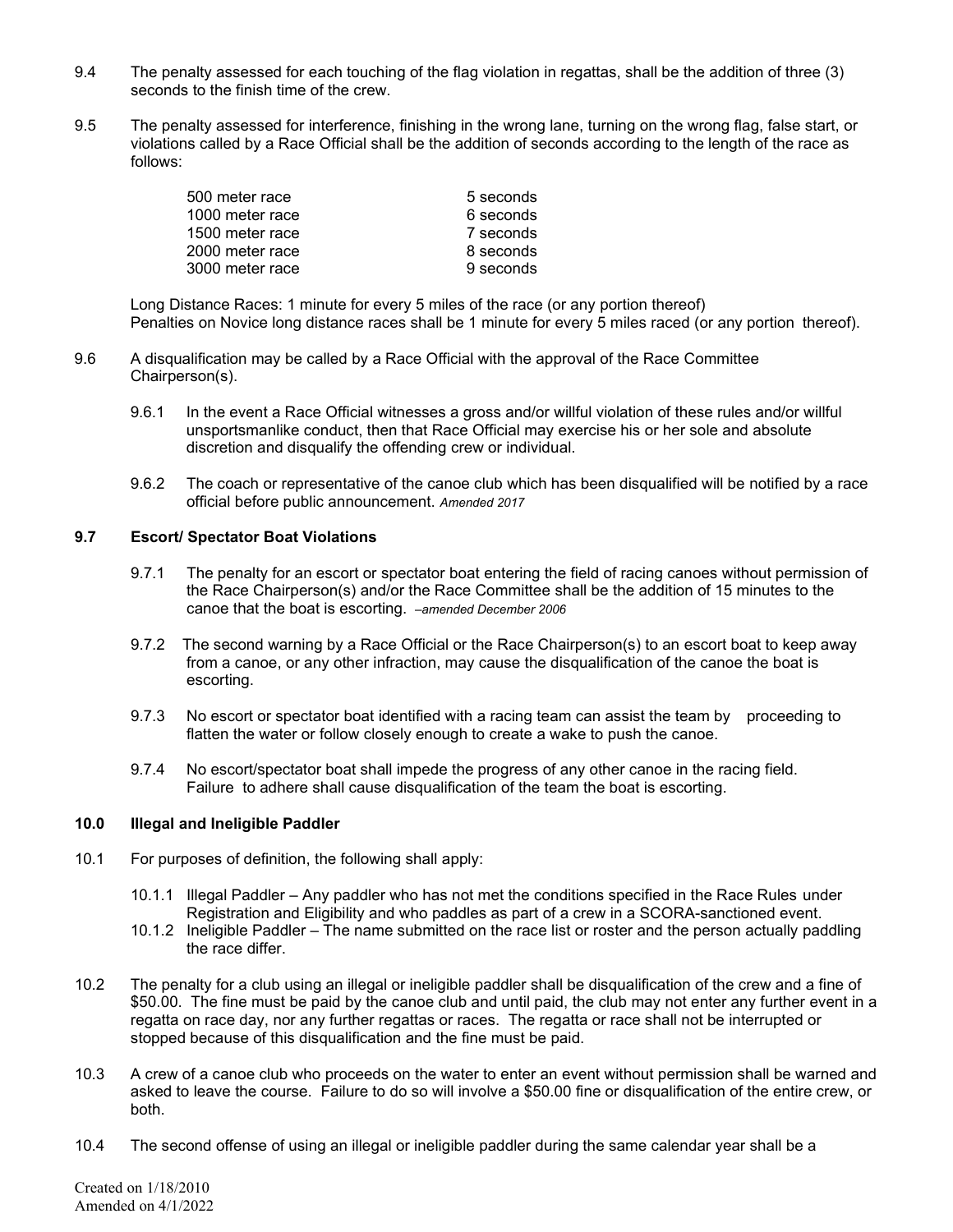9.4 The penalty assessed for each touching of the flag violation in regattas, shall be the addition of three (3) seconds to the finish time of the crew.

9.5 The penalty assessed for interference, finishing in the wrong lane, turning on the wrong flag, false start, or violations called by a Race Official shall be the addition of seconds according to the length of the race as follows:

| | |
|---|---|
| 500 meter race | 5 seconds |
| 1000 meter race | 6 seconds |
| 1500 meter race | 7 seconds |
| 2000 meter race | 8 seconds |
| 3000 meter race | 9 seconds |

Long Distance Races: 1 minute for every 5 miles of the race (or any portion thereof)
Penalties on Novice long distance races shall be 1 minute for every 5 miles raced (or any portion thereof).

9.6 A disqualification may be called by a Race Official with the approval of the Race Committee Chairperson(s).

9.6.1 In the event a Race Official witnesses a gross and/or willful violation of these rules and/or willful unsportsmanlike conduct, then that Race Official may exercise his or her sole and absolute discretion and disqualify the offending crew or individual.

9.6.2 The coach or representative of the canoe club which has been disqualified will be notified by a race official before public announcement. *Amended 2017*

**9.7 Escort/ Spectator Boat Violations**

9.7.1 The penalty for an escort or spectator boat entering the field of racing canoes without permission of the Race Chairperson(s) and/or the Race Committee shall be the addition of 15 minutes to the canoe that the boat is escorting. *–amended December 2006*

9.7.2 The second warning by a Race Official or the Race Chairperson(s) to an escort boat to keep away from a canoe, or any other infraction, may cause the disqualification of the canoe the boat is escorting.

9.7.3 No escort or spectator boat identified with a racing team can assist the team by proceeding to flatten the water or follow closely enough to create a wake to push the canoe.

9.7.4 No escort/spectator boat shall impede the progress of any other canoe in the racing field. Failure to adhere shall cause disqualification of the team the boat is escorting.

**10.0 Illegal and Ineligible Paddler**

10.1 For purposes of definition, the following shall apply:

10.1.1 Illegal Paddler – Any paddler who has not met the conditions specified in the Race Rules under Registration and Eligibility and who paddles as part of a crew in a SCORA-sanctioned event.

10.1.2 Ineligible Paddler – The name submitted on the race list or roster and the person actually paddling the race differ.

10.2 The penalty for a club using an illegal or ineligible paddler shall be disqualification of the crew and a fine of $50.00. The fine must be paid by the canoe club and until paid, the club may not enter any further event in a regatta on race day, nor any further regattas or races. The regatta or race shall not be interrupted or stopped because of this disqualification and the fine must be paid.

10.3 A crew of a canoe club who proceeds on the water to enter an event without permission shall be warned and asked to leave the course. Failure to do so will involve a $50.00 fine or disqualification of the entire crew, or both.

10.4 The second offense of using an illegal or ineligible paddler during the same calendar year shall be a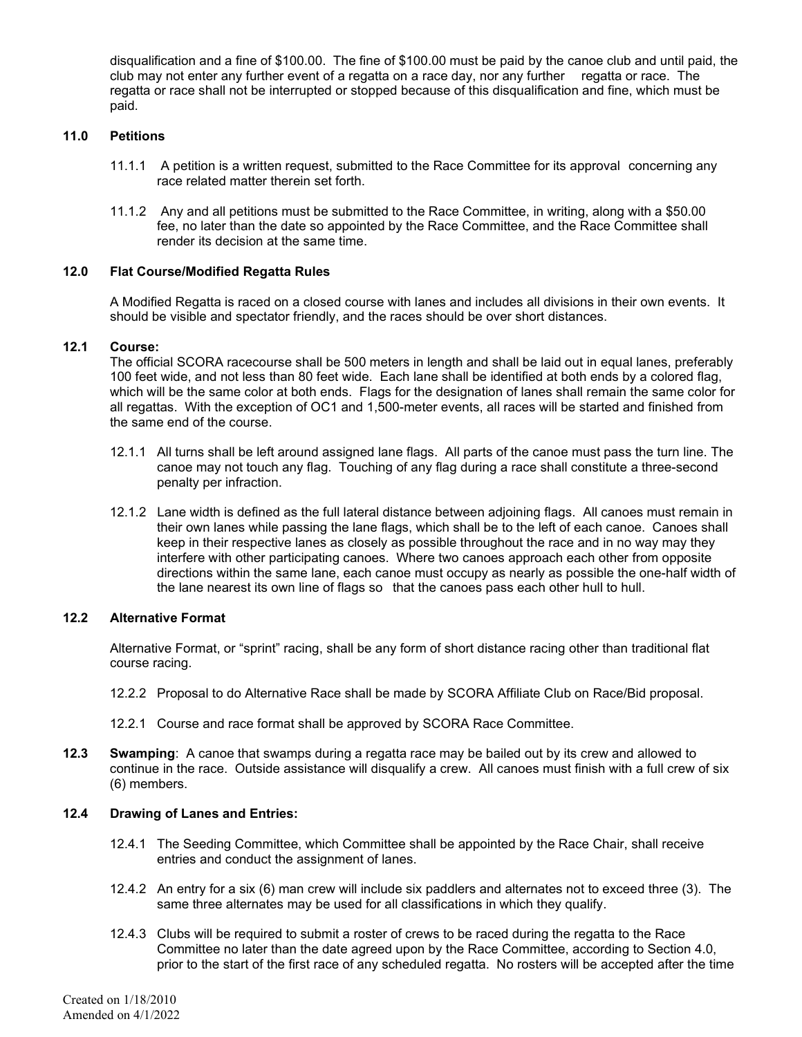disqualification and a fine of $100.00. The fine of $100.00 must be paid by the canoe club and until paid, the club may not enter any further event of a regatta on a race day, nor any further regatta or race. The regatta or race shall not be interrupted or stopped because of this disqualification and fine, which must be paid.

## 11.0 Petitions

11.1.1 A petition is a written request, submitted to the Race Committee for its approval concerning any race related matter therein set forth.

11.1.2 Any and all petitions must be submitted to the Race Committee, in writing, along with a $50.00 fee, no later than the date so appointed by the Race Committee, and the Race Committee shall render its decision at the same time.

## 12.0 Flat Course/Modified Regatta Rules

A Modified Regatta is raced on a closed course with lanes and includes all divisions in their own events. It should be visible and spectator friendly, and the races should be over short distances.

### 12.1 Course:

The official SCORA racecourse shall be 500 meters in length and shall be laid out in equal lanes, preferably 100 feet wide, and not less than 80 feet wide. Each lane shall be identified at both ends by a colored flag, which will be the same color at both ends. Flags for the designation of lanes shall remain the same color for all regattas. With the exception of OC1 and 1,500-meter events, all races will be started and finished from the same end of the course.

12.1.1 All turns shall be left around assigned lane flags. All parts of the canoe must pass the turn line. The canoe may not touch any flag. Touching of any flag during a race shall constitute a three-second penalty per infraction.

12.1.2 Lane width is defined as the full lateral distance between adjoining flags. All canoes must remain in their own lanes while passing the lane flags, which shall be to the left of each canoe. Canoes shall keep in their respective lanes as closely as possible throughout the race and in no way may they interfere with other participating canoes. Where two canoes approach each other from opposite directions within the same lane, each canoe must occupy as nearly as possible the one-half width of the lane nearest its own line of flags so that the canoes pass each other hull to hull.

### 12.2 Alternative Format

Alternative Format, or "sprint" racing, shall be any form of short distance racing other than traditional flat course racing.

12.2.2 Proposal to do Alternative Race shall be made by SCORA Affiliate Club on Race/Bid proposal.

12.2.1 Course and race format shall be approved by SCORA Race Committee.

**12.3 Swamping**: A canoe that swamps during a regatta race may be bailed out by its crew and allowed to continue in the race. Outside assistance will disqualify a crew. All canoes must finish with a full crew of six (6) members.

### 12.4 Drawing of Lanes and Entries:

12.4.1 The Seeding Committee, which Committee shall be appointed by the Race Chair, shall receive entries and conduct the assignment of lanes.

12.4.2 An entry for a six (6) man crew will include six paddlers and alternates not to exceed three (3). The same three alternates may be used for all classifications in which they qualify.

12.4.3 Clubs will be required to submit a roster of crews to be raced during the regatta to the Race Committee no later than the date agreed upon by the Race Committee, according to Section 4.0, prior to the start of the first race of any scheduled regatta. No rosters will be accepted after the time

Created on 1/18/2010
Amended on 4/1/2022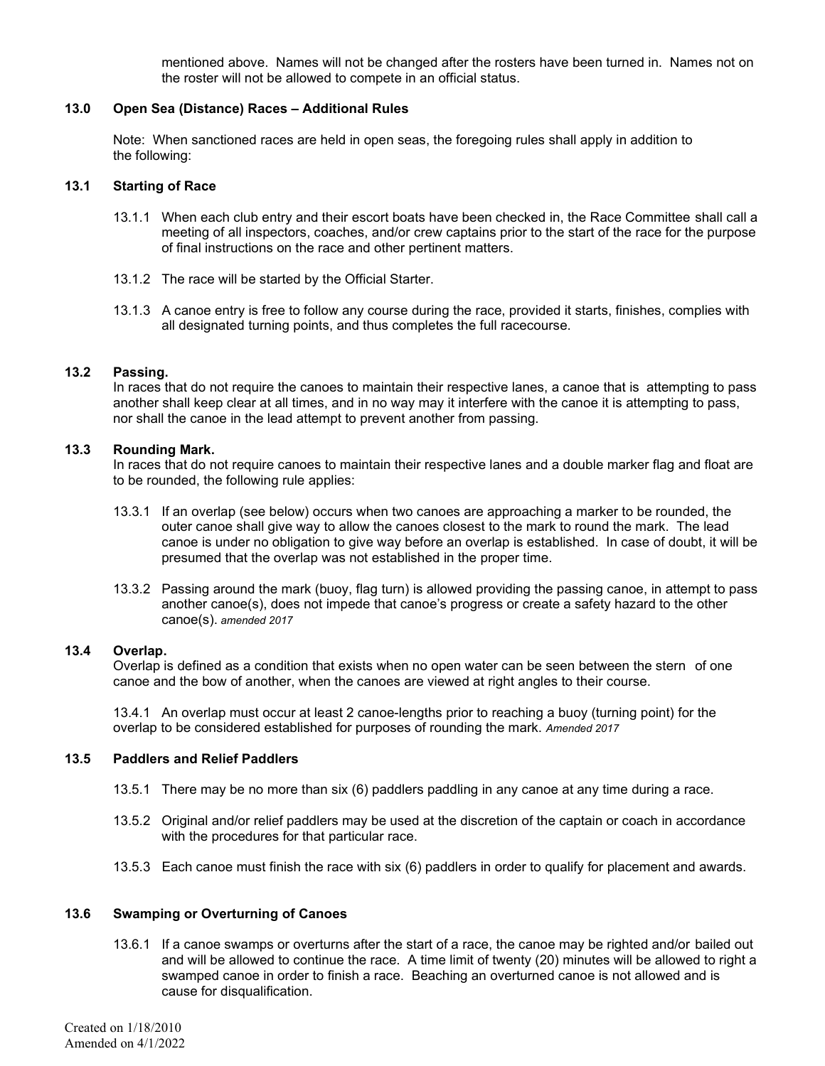mentioned above. Names will not be changed after the rosters have been turned in. Names not on the roster will not be allowed to compete in an official status.

### 13.0 Open Sea (Distance) Races – Additional Rules

Note: When sanctioned races are held in open seas, the foregoing rules shall apply in addition to the following:

### 13.1 Starting of Race

13.1.1 When each club entry and their escort boats have been checked in, the Race Committee shall call a meeting of all inspectors, coaches, and/or crew captains prior to the start of the race for the purpose of final instructions on the race and other pertinent matters.

13.1.2 The race will be started by the Official Starter.

13.1.3 A canoe entry is free to follow any course during the race, provided it starts, finishes, complies with all designated turning points, and thus completes the full racecourse.

### 13.2 Passing.

In races that do not require the canoes to maintain their respective lanes, a canoe that is attempting to pass another shall keep clear at all times, and in no way may it interfere with the canoe it is attempting to pass, nor shall the canoe in the lead attempt to prevent another from passing.

### 13.3 Rounding Mark.

In races that do not require canoes to maintain their respective lanes and a double marker flag and float are to be rounded, the following rule applies:

13.3.1 If an overlap (see below) occurs when two canoes are approaching a marker to be rounded, the outer canoe shall give way to allow the canoes closest to the mark to round the mark. The lead canoe is under no obligation to give way before an overlap is established. In case of doubt, it will be presumed that the overlap was not established in the proper time.

13.3.2 Passing around the mark (buoy, flag turn) is allowed providing the passing canoe, in attempt to pass another canoe(s), does not impede that canoe's progress or create a safety hazard to the other canoe(s). *amended 2017*

### 13.4 Overlap.

Overlap is defined as a condition that exists when no open water can be seen between the stern of one canoe and the bow of another, when the canoes are viewed at right angles to their course.

13.4.1 An overlap must occur at least 2 canoe-lengths prior to reaching a buoy (turning point) for the overlap to be considered established for purposes of rounding the mark. *Amended 2017*

### 13.5 Paddlers and Relief Paddlers

13.5.1 There may be no more than six (6) paddlers paddling in any canoe at any time during a race.

13.5.2 Original and/or relief paddlers may be used at the discretion of the captain or coach in accordance with the procedures for that particular race.

13.5.3 Each canoe must finish the race with six (6) paddlers in order to qualify for placement and awards.

### 13.6 Swamping or Overturning of Canoes

13.6.1 If a canoe swamps or overturns after the start of a race, the canoe may be righted and/or bailed out and will be allowed to continue the race. A time limit of twenty (20) minutes will be allowed to right a swamped canoe in order to finish a race. Beaching an overturned canoe is not allowed and is cause for disqualification.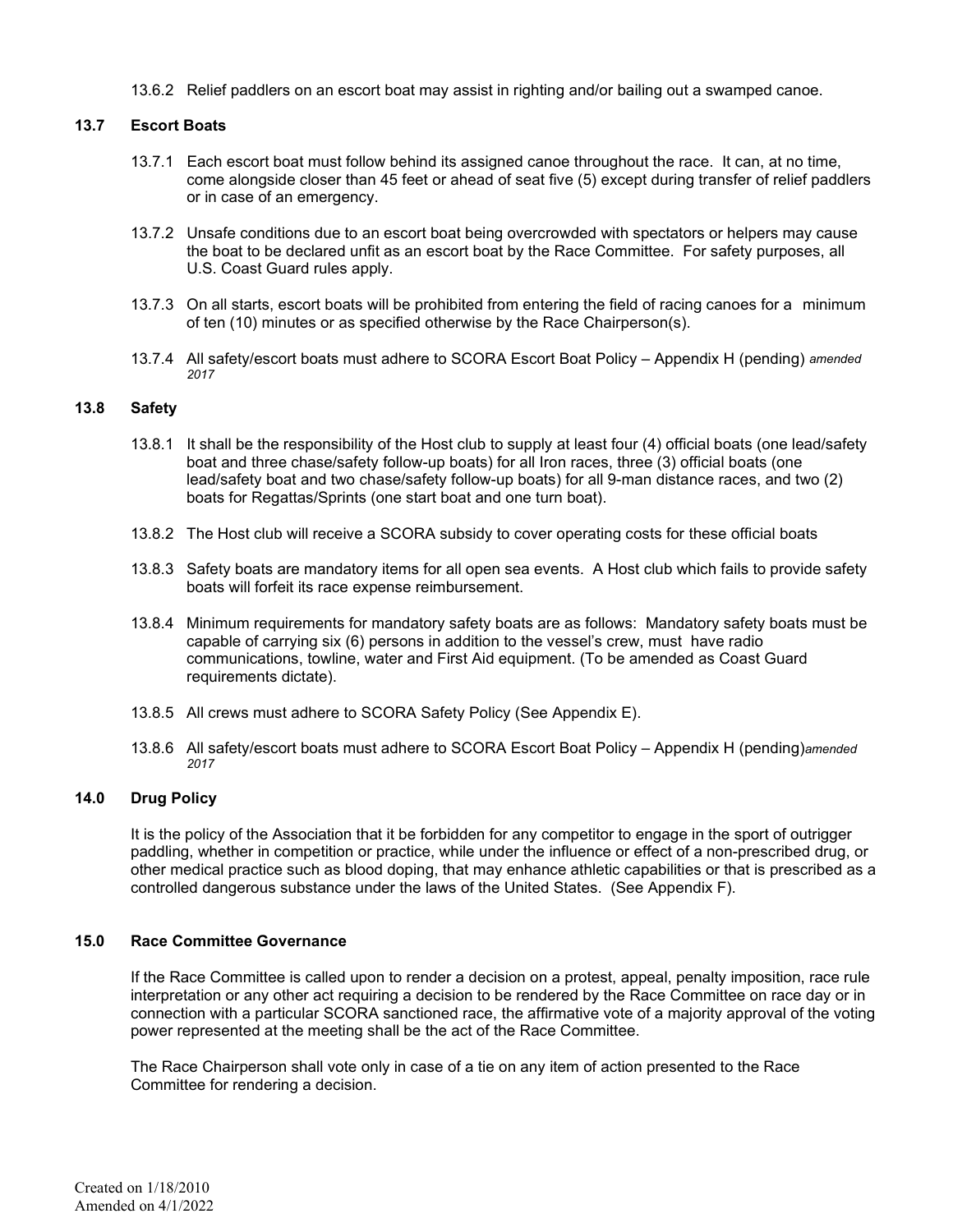13.6.2 Relief paddlers on an escort boat may assist in righting and/or bailing out a swamped canoe.

### 13.7 Escort Boats

13.7.1 Each escort boat must follow behind its assigned canoe throughout the race. It can, at no time, come alongside closer than 45 feet or ahead of seat five (5) except during transfer of relief paddlers or in case of an emergency.

13.7.2 Unsafe conditions due to an escort boat being overcrowded with spectators or helpers may cause the boat to be declared unfit as an escort boat by the Race Committee. For safety purposes, all U.S. Coast Guard rules apply.

13.7.3 On all starts, escort boats will be prohibited from entering the field of racing canoes for a minimum of ten (10) minutes or as specified otherwise by the Race Chairperson(s).

13.7.4 All safety/escort boats must adhere to SCORA Escort Boat Policy – Appendix H (pending) *amended 2017*

### 13.8 Safety

13.8.1 It shall be the responsibility of the Host club to supply at least four (4) official boats (one lead/safety boat and three chase/safety follow-up boats) for all Iron races, three (3) official boats (one lead/safety boat and two chase/safety follow-up boats) for all 9-man distance races, and two (2) boats for Regattas/Sprints (one start boat and one turn boat).

13.8.2 The Host club will receive a SCORA subsidy to cover operating costs for these official boats

13.8.3 Safety boats are mandatory items for all open sea events. A Host club which fails to provide safety boats will forfeit its race expense reimbursement.

13.8.4 Minimum requirements for mandatory safety boats are as follows: Mandatory safety boats must be capable of carrying six (6) persons in addition to the vessel's crew, must have radio communications, towline, water and First Aid equipment. (To be amended as Coast Guard requirements dictate).

13.8.5 All crews must adhere to SCORA Safety Policy (See Appendix E).

13.8.6 All safety/escort boats must adhere to SCORA Escort Boat Policy – Appendix H (pending)*amended 2017*

## 14.0 Drug Policy

It is the policy of the Association that it be forbidden for any competitor to engage in the sport of outrigger paddling, whether in competition or practice, while under the influence or effect of a non-prescribed drug, or other medical practice such as blood doping, that may enhance athletic capabilities or that is prescribed as a controlled dangerous substance under the laws of the United States. (See Appendix F).

## 15.0 Race Committee Governance

If the Race Committee is called upon to render a decision on a protest, appeal, penalty imposition, race rule interpretation or any other act requiring a decision to be rendered by the Race Committee on race day or in connection with a particular SCORA sanctioned race, the affirmative vote of a majority approval of the voting power represented at the meeting shall be the act of the Race Committee.

The Race Chairperson shall vote only in case of a tie on any item of action presented to the Race Committee for rendering a decision.

Created on 1/18/2010
Amended on 4/1/2022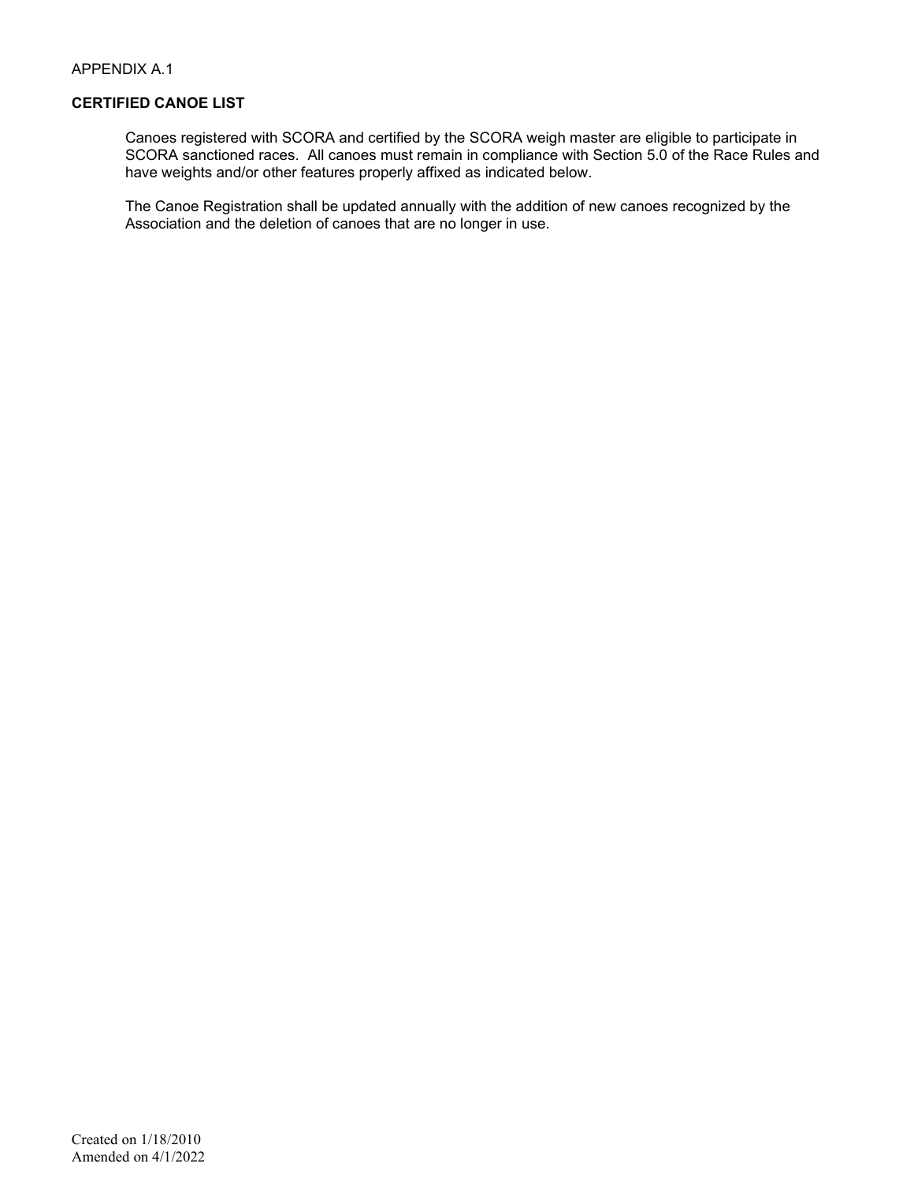APPENDIX A.1

**CERTIFIED CANOE LIST**

Canoes registered with SCORA and certified by the SCORA weigh master are eligible to participate in SCORA sanctioned races. All canoes must remain in compliance with Section 5.0 of the Race Rules and have weights and/or other features properly affixed as indicated below.

The Canoe Registration shall be updated annually with the addition of new canoes recognized by the Association and the deletion of canoes that are no longer in use.

Created on 1/18/2010
Amended on 4/1/2022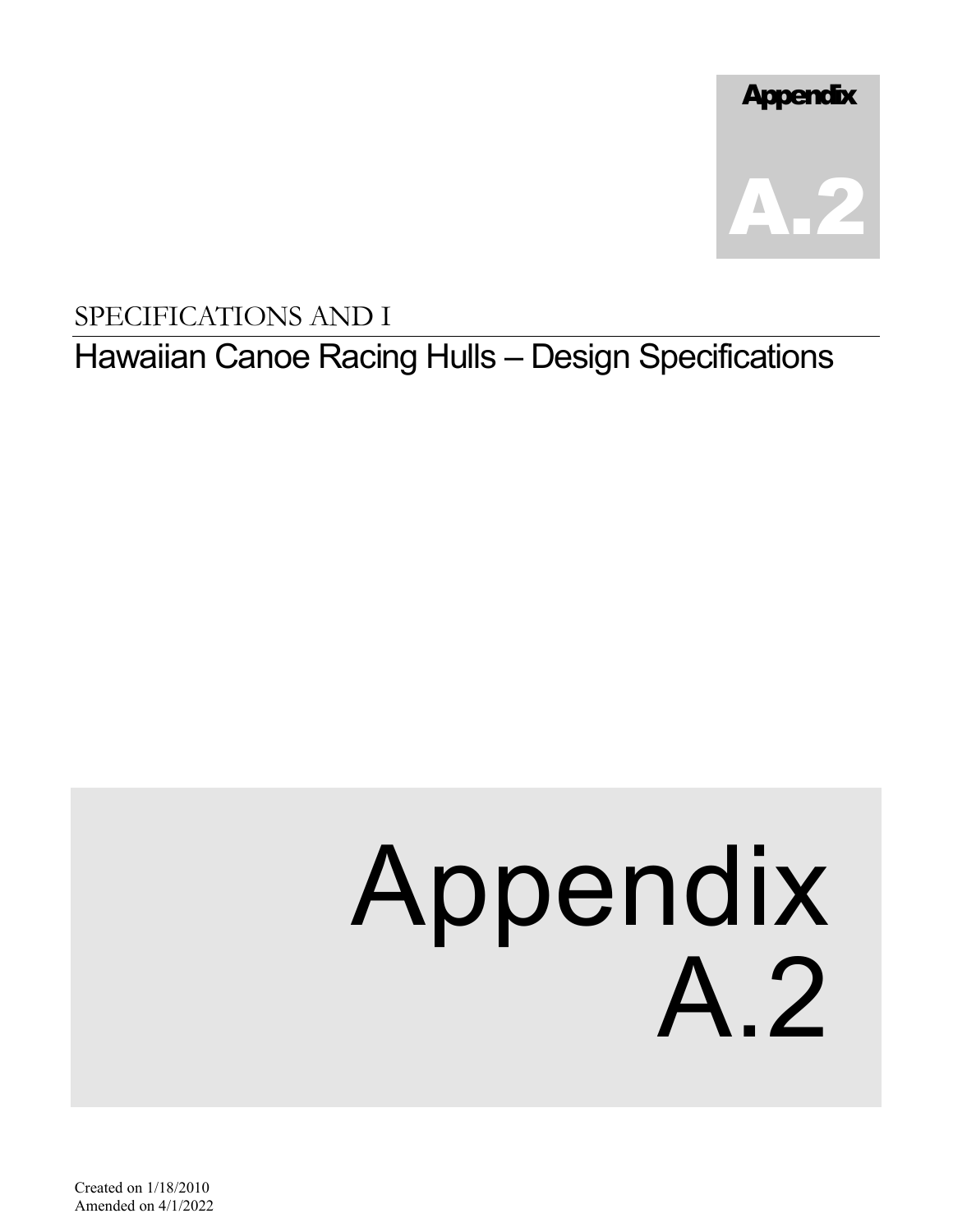Appendix

A.2

SPECIFICATIONS AND I

# Hawaiian Canoe Racing Hulls – Design Specifications

# Appendix A.2

Created on 1/18/2010
Amended on 4/1/2022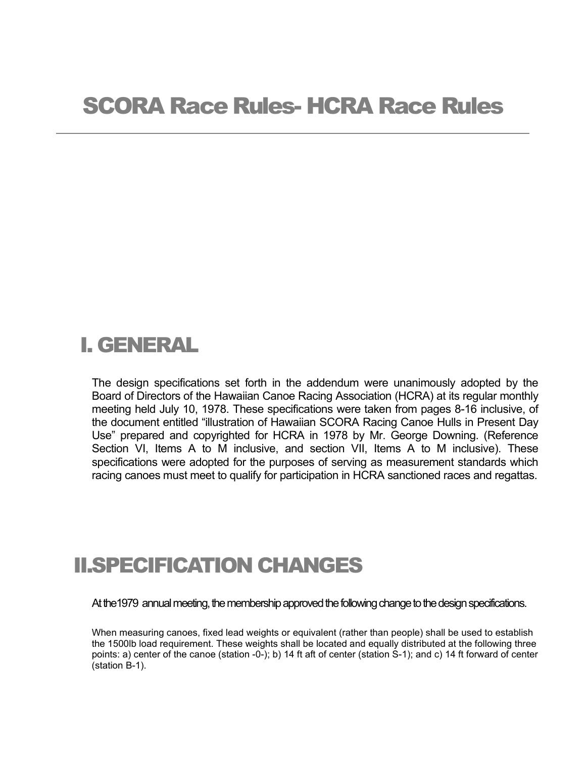# SCORA Race Rules- HCRA Race Rules

## I. GENERAL

The design specifications set forth in the addendum were unanimously adopted by the Board of Directors of the Hawaiian Canoe Racing Association (HCRA) at its regular monthly meeting held July 10, 1978. These specifications were taken from pages 8-16 inclusive, of the document entitled "illustration of Hawaiian SCORA Racing Canoe Hulls in Present Day Use" prepared and copyrighted for HCRA in 1978 by Mr. George Downing. (Reference Section VI, Items A to M inclusive, and section VII, Items A to M inclusive). These specifications were adopted for the purposes of serving as measurement standards which racing canoes must meet to qualify for participation in HCRA sanctioned races and regattas.

## II.SPECIFICATION CHANGES

At the1979 annual meeting, the membership approved the following change to the design specifications.

When measuring canoes, fixed lead weights or equivalent (rather than people) shall be used to establish the 1500lb load requirement. These weights shall be located and equally distributed at the following three points: a) center of the canoe (station -0-); b) 14 ft aft of center (station S-1); and c) 14 ft forward of center (station B-1).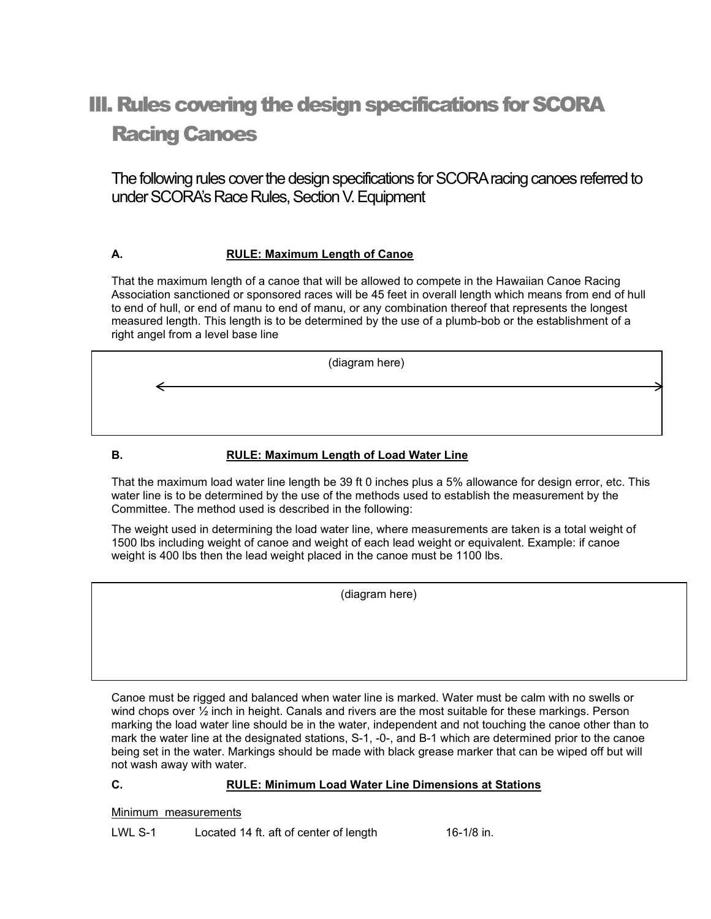# III. Rules covering the design specifications for SCORA Racing Canoes

## The following rules cover the design specifications for SCORA racing canoes referred to under SCORA's Race Rules, Section V. Equipment

**A. RULE: Maximum Length of Canoe**

That the maximum length of a canoe that will be allowed to compete in the Hawaiian Canoe Racing Association sanctioned or sponsored races will be 45 feet in overall length which means from end of hull to end of hull, or end of manu to end of manu, or any combination thereof that represents the longest measured length. This length is to be determined by the use of a plumb-bob or the establishment of a right angel from a level base line

(diagram here)

**B. RULE: Maximum Length of Load Water Line**

That the maximum load water line length be 39 ft 0 inches plus a 5% allowance for design error, etc. This water line is to be determined by the use of the methods used to establish the measurement by the Committee. The method used is described in the following:

The weight used in determining the load water line, where measurements are taken is a total weight of 1500 lbs including weight of canoe and weight of each lead weight or equivalent. Example: if canoe weight is 400 lbs then the lead weight placed in the canoe must be 1100 lbs.

(diagram here)

Canoe must be rigged and balanced when water line is marked. Water must be calm with no swells or wind chops over ½ inch in height. Canals and rivers are the most suitable for these markings. Person marking the load water line should be in the water, independent and not touching the canoe other than to mark the water line at the designated stations, S-1, -0-, and B-1 which are determined prior to the canoe being set in the water. Markings should be made with black grease marker that can be wiped off but will not wash away with water.

**C. RULE: Minimum Load Water Line Dimensions at Stations**

Minimum measurements

| | | |
|---|---|---|
| LWL S-1 | Located 14 ft. aft of center of length | 16-1/8 in. |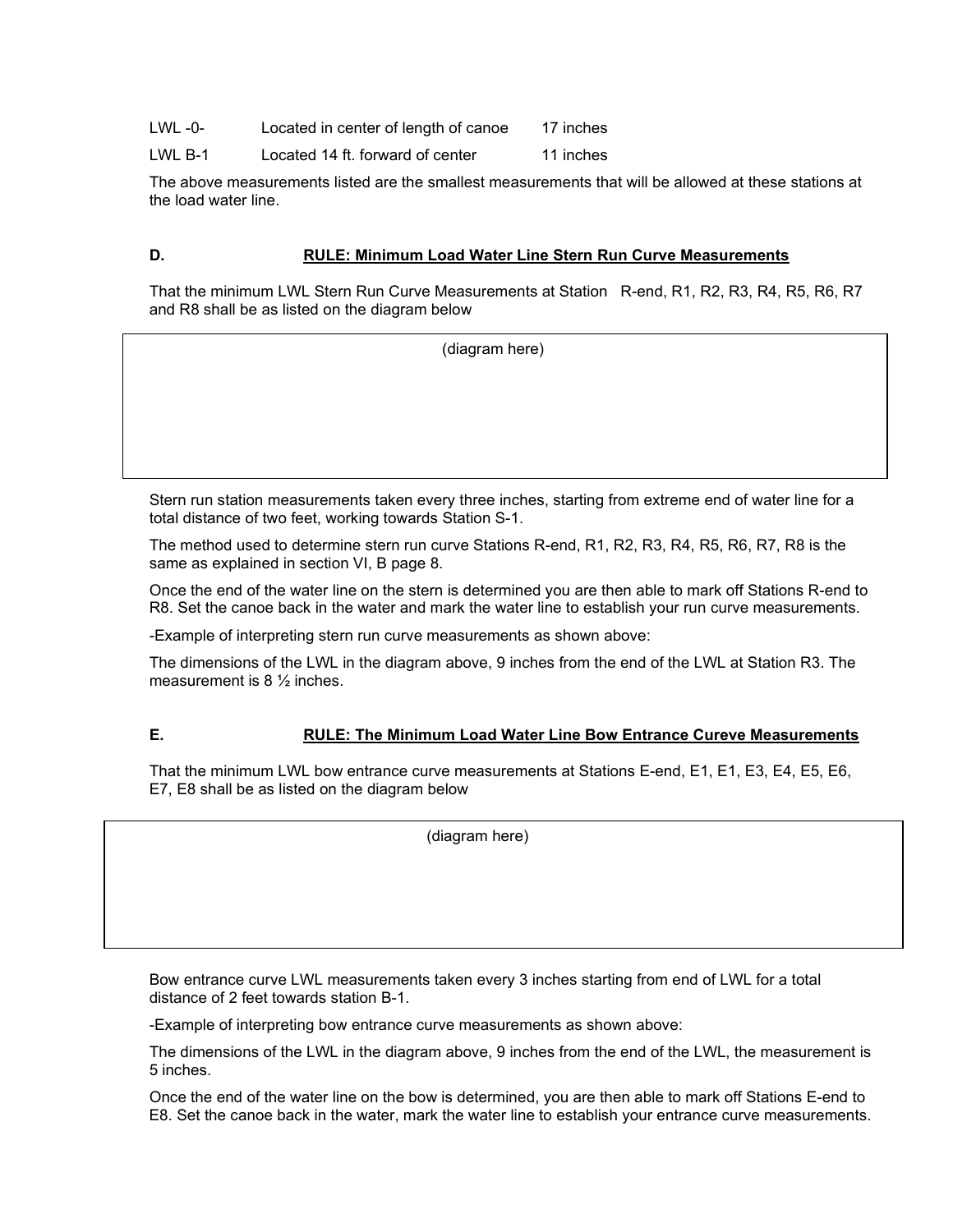| | | |
|---|---|---|
| LWL -0- | Located in center of length of canoe | 17 inches |
| LWL B-1 | Located 14 ft. forward of center | 11 inches |

The above measurements listed are the smallest measurements that will be allowed at these stations at the load water line.

## D. RULE: Minimum Load Water Line Stern Run Curve Measurements

That the minimum LWL Stern Run Curve Measurements at Station R-end, R1, R2, R3, R4, R5, R6, R7 and R8 shall be as listed on the diagram below

(diagram here)

Stern run station measurements taken every three inches, starting from extreme end of water line for a total distance of two feet, working towards Station S-1.

The method used to determine stern run curve Stations R-end, R1, R2, R3, R4, R5, R6, R7, R8 is the same as explained in section VI, B page 8.

Once the end of the water line on the stern is determined you are then able to mark off Stations R-end to R8. Set the canoe back in the water and mark the water line to establish your run curve measurements.

-Example of interpreting stern run curve measurements as shown above:

The dimensions of the LWL in the diagram above, 9 inches from the end of the LWL at Station R3. The measurement is 8 ½ inches.

## E. RULE: The Minimum Load Water Line Bow Entrance Cureve Measurements

That the minimum LWL bow entrance curve measurements at Stations E-end, E1, E1, E3, E4, E5, E6, E7, E8 shall be as listed on the diagram below

(diagram here)

Bow entrance curve LWL measurements taken every 3 inches starting from end of LWL for a total distance of 2 feet towards station B-1.

-Example of interpreting bow entrance curve measurements as shown above:

The dimensions of the LWL in the diagram above, 9 inches from the end of the LWL, the measurement is 5 inches.

Once the end of the water line on the bow is determined, you are then able to mark off Stations E-end to E8. Set the canoe back in the water, mark the water line to establish your entrance curve measurements.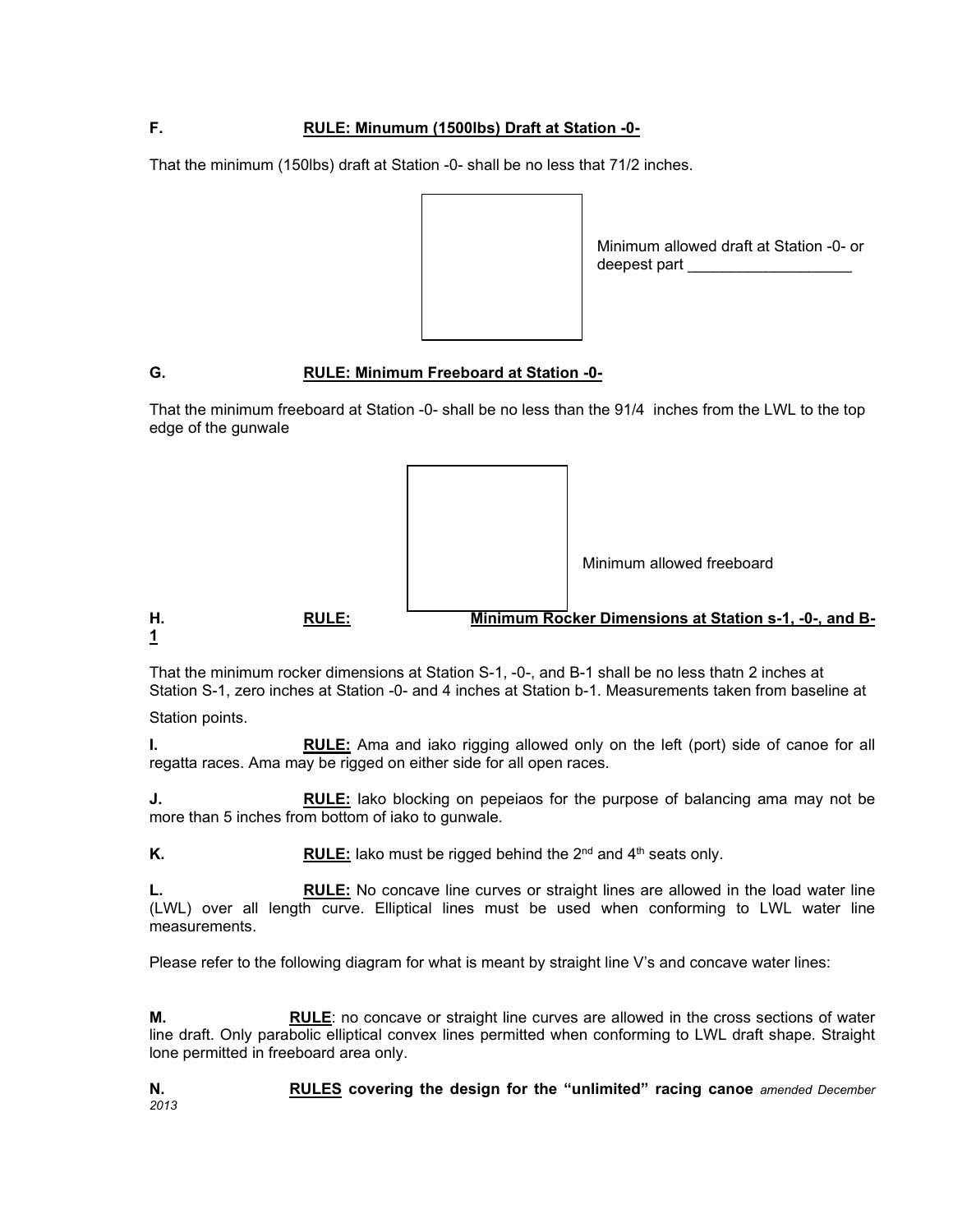**F. RULE: Minumum (1500lbs) Draft at Station -0-**

That the minimum (150lbs) draft at Station -0- shall be no less that 71/2 inches.

Minimum allowed draft at Station -0- or deepest part ___________________

**G. RULE: Minimum Freeboard at Station -0-**

That the minimum freeboard at Station -0- shall be no less than the 91/4 inches from the LWL to the top edge of the gunwale

Minimum allowed freeboard

**H. RULE: Minimum Rocker Dimensions at Station s-1, -0-, and B-1**

That the minimum rocker dimensions at Station S-1, -0-, and B-1 shall be no less thatn 2 inches at Station S-1, zero inches at Station -0- and 4 inches at Station b-1. Measurements taken from baseline at Station points.

**I. RULE:** Ama and iako rigging allowed only on the left (port) side of canoe for all regatta races. Ama may be rigged on either side for all open races.

**J. RULE:** Iako blocking on pepeiaos for the purpose of balancing ama may not be more than 5 inches from bottom of iako to gunwale.

**K. RULE:** Iako must be rigged behind the 2nd and 4th seats only.

**L. RULE:** No concave line curves or straight lines are allowed in the load water line (LWL) over all length curve. Elliptical lines must be used when conforming to LWL water line measurements.

Please refer to the following diagram for what is meant by straight line V's and concave water lines:

**M. RULE**: no concave or straight line curves are allowed in the cross sections of water line draft. Only parabolic elliptical convex lines permitted when conforming to LWL draft shape. Straight lone permitted in freeboard area only.

**N. RULES covering the design for the "unlimited" racing canoe** *amended December 2013*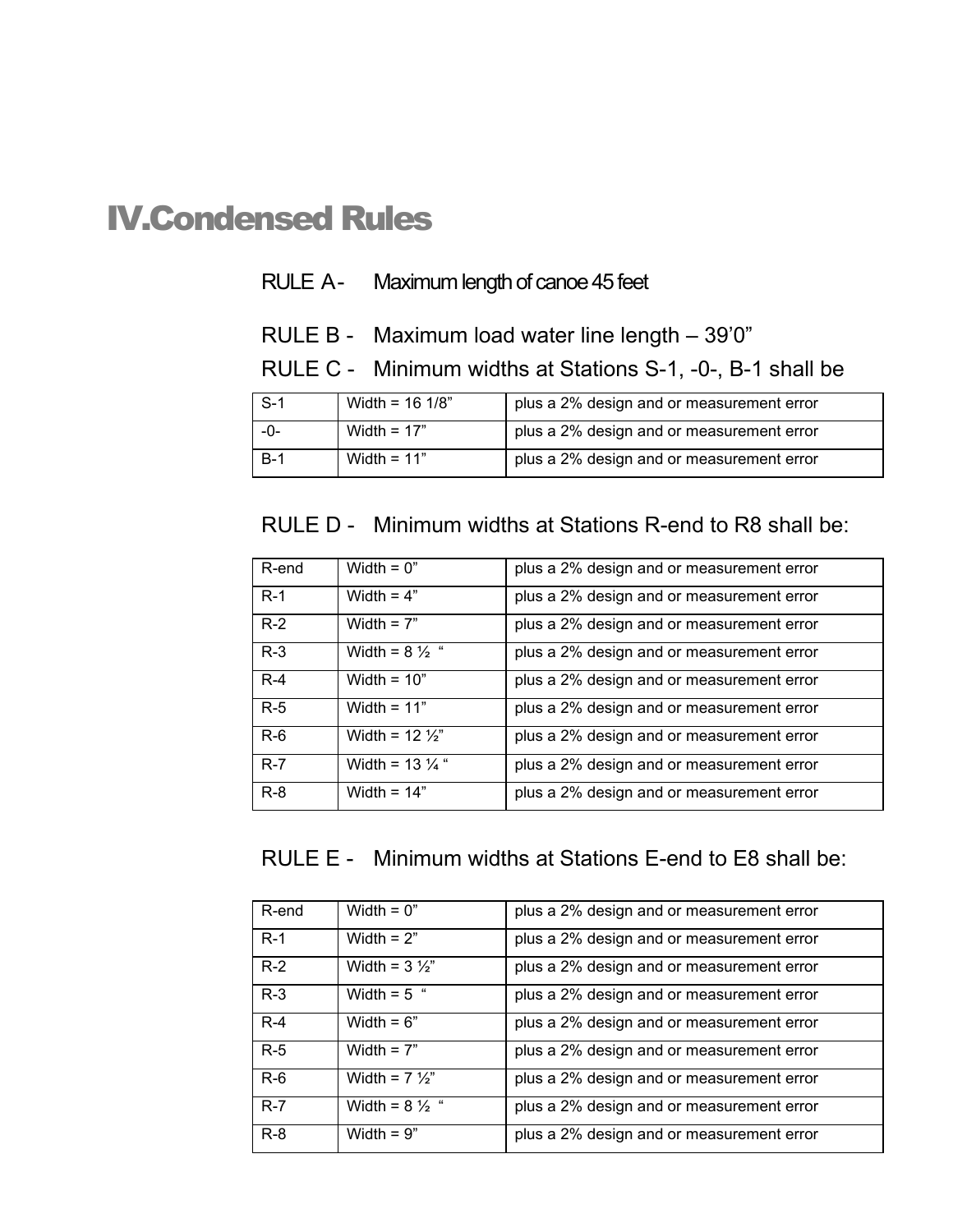# IV.Condensed Rules

RULE A- Maximum length of canoe 45 feet

RULE B - Maximum load water line length – 39'0"

RULE C - Minimum widths at Stations S-1, -0-, B-1 shall be

| | | |
|---|---|---|
| S-1 | Width = 16 1/8" | plus a 2% design and or measurement error |
| -0- | Width = 17" | plus a 2% design and or measurement error |
| B-1 | Width = 11" | plus a 2% design and or measurement error |

RULE D - Minimum widths at Stations R-end to R8 shall be:

| | | |
|---|---|---|
| R-end | Width = 0" | plus a 2% design and or measurement error |
| R-1 | Width = 4" | plus a 2% design and or measurement error |
| R-2 | Width = 7" | plus a 2% design and or measurement error |
| R-3 | Width = 8 ½ " | plus a 2% design and or measurement error |
| R-4 | Width = 10" | plus a 2% design and or measurement error |
| R-5 | Width = 11" | plus a 2% design and or measurement error |
| R-6 | Width = 12 ½" | plus a 2% design and or measurement error |
| R-7 | Width = 13 ¼ " | plus a 2% design and or measurement error |
| R-8 | Width = 14" | plus a 2% design and or measurement error |

RULE E - Minimum widths at Stations E-end to E8 shall be:

| | | |
|---|---|---|
| R-end | Width = 0" | plus a 2% design and or measurement error |
| R-1 | Width = 2" | plus a 2% design and or measurement error |
| R-2 | Width = 3 ½" | plus a 2% design and or measurement error |
| R-3 | Width = 5 " | plus a 2% design and or measurement error |
| R-4 | Width = 6" | plus a 2% design and or measurement error |
| R-5 | Width = 7" | plus a 2% design and or measurement error |
| R-6 | Width = 7 ½" | plus a 2% design and or measurement error |
| R-7 | Width = 8 ½ " | plus a 2% design and or measurement error |
| R-8 | Width = 9" | plus a 2% design and or measurement error |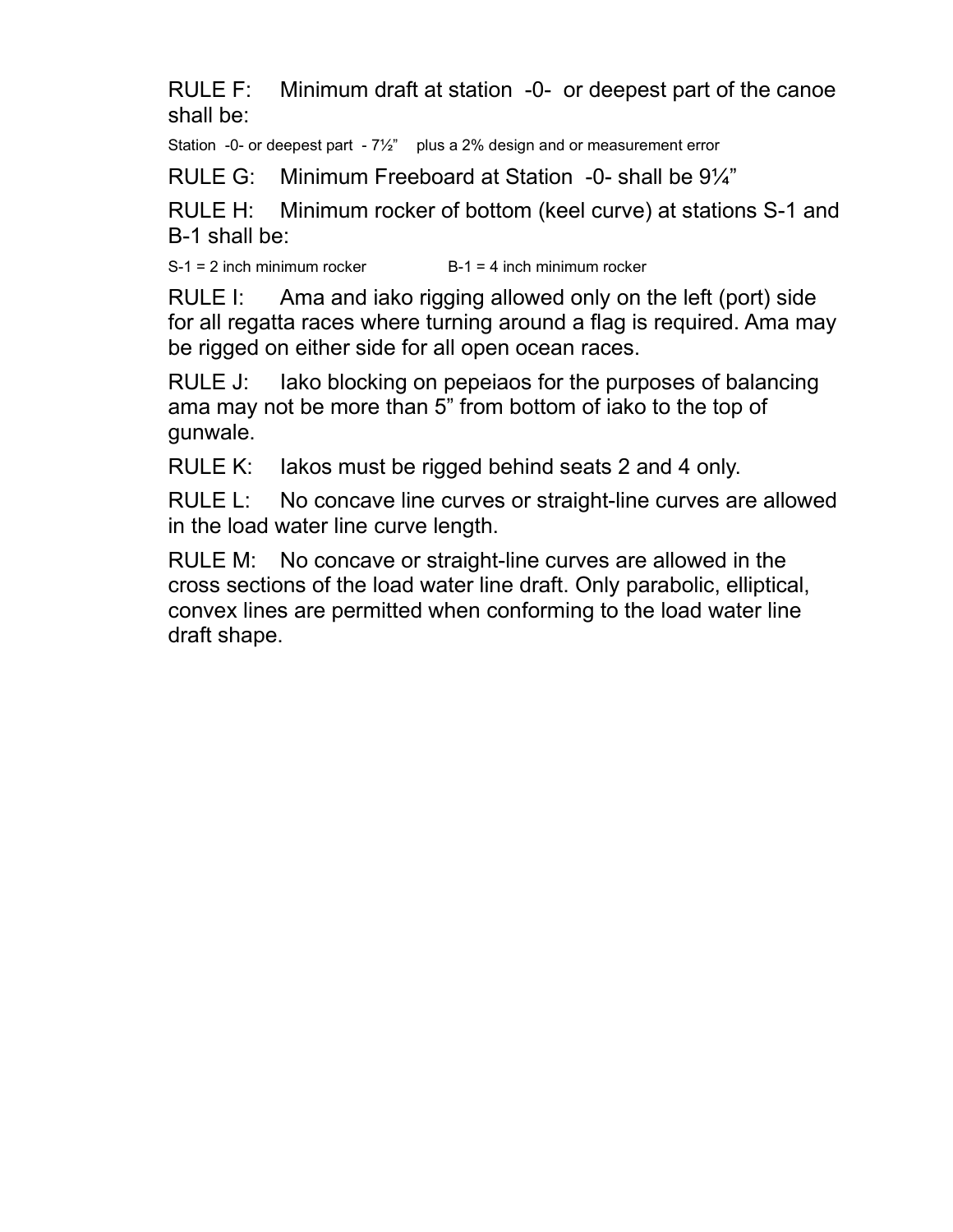RULE F: Minimum draft at station -0- or deepest part of the canoe shall be:

Station -0- or deepest part - 7½" plus a 2% design and or measurement error

RULE G: Minimum Freeboard at Station -0- shall be 9¼"

RULE H: Minimum rocker of bottom (keel curve) at stations S-1 and B-1 shall be:

S-1 = 2 inch minimum rocker B-1 = 4 inch minimum rocker

RULE I: Ama and iako rigging allowed only on the left (port) side for all regatta races where turning around a flag is required. Ama may be rigged on either side for all open ocean races.

RULE J: Iako blocking on pepeiaos for the purposes of balancing ama may not be more than 5" from bottom of iako to the top of gunwale.

RULE K: Iakos must be rigged behind seats 2 and 4 only.

RULE L: No concave line curves or straight-line curves are allowed in the load water line curve length.

RULE M: No concave or straight-line curves are allowed in the cross sections of the load water line draft. Only parabolic, elliptical, convex lines are permitted when conforming to the load water line draft shape.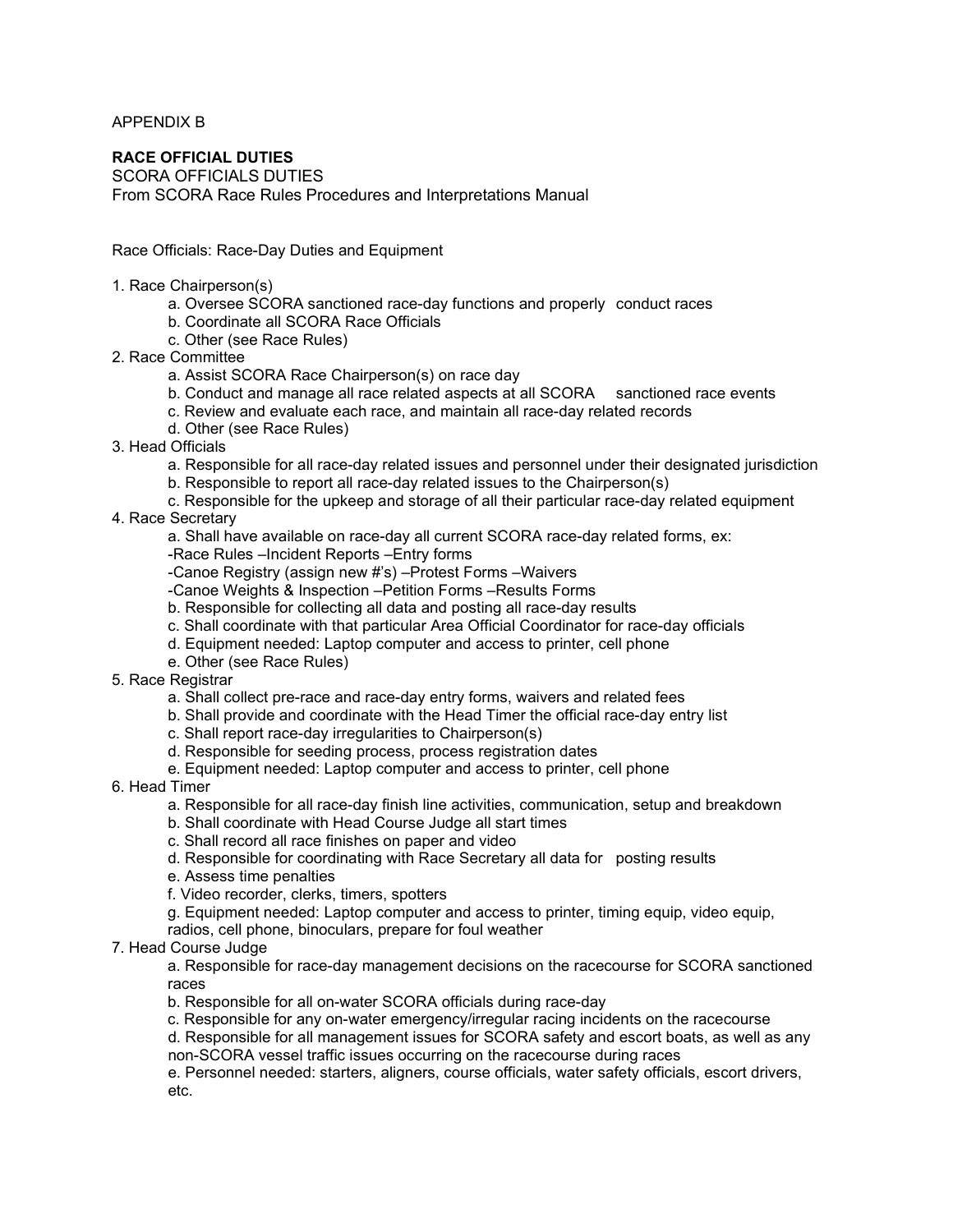APPENDIX B

**RACE OFFICIAL DUTIES**

SCORA OFFICIALS DUTIES

From SCORA Race Rules Procedures and Interpretations Manual

Race Officials: Race-Day Duties and Equipment

1. Race Chairperson(s)
   a. Oversee SCORA sanctioned race-day functions and properly conduct races
   b. Coordinate all SCORA Race Officials
   c. Other (see Race Rules)
2. Race Committee
   a. Assist SCORA Race Chairperson(s) on race day
   b. Conduct and manage all race related aspects at all SCORA sanctioned race events
   c. Review and evaluate each race, and maintain all race-day related records
   d. Other (see Race Rules)
3. Head Officials
   a. Responsible for all race-day related issues and personnel under their designated jurisdiction
   b. Responsible to report all race-day related issues to the Chairperson(s)
   c. Responsible for the upkeep and storage of all their particular race-day related equipment
4. Race Secretary
   a. Shall have available on race-day all current SCORA race-day related forms, ex:
   -Race Rules –Incident Reports –Entry forms
   -Canoe Registry (assign new #'s) –Protest Forms –Waivers
   -Canoe Weights & Inspection –Petition Forms –Results Forms
   b. Responsible for collecting all data and posting all race-day results
   c. Shall coordinate with that particular Area Official Coordinator for race-day officials
   d. Equipment needed: Laptop computer and access to printer, cell phone
   e. Other (see Race Rules)
5. Race Registrar
   a. Shall collect pre-race and race-day entry forms, waivers and related fees
   b. Shall provide and coordinate with the Head Timer the official race-day entry list
   c. Shall report race-day irregularities to Chairperson(s)
   d. Responsible for seeding process, process registration dates
   e. Equipment needed: Laptop computer and access to printer, cell phone
6. Head Timer
   a. Responsible for all race-day finish line activities, communication, setup and breakdown
   b. Shall coordinate with Head Course Judge all start times
   c. Shall record all race finishes on paper and video
   d. Responsible for coordinating with Race Secretary all data for posting results
   e. Assess time penalties
   f. Video recorder, clerks, timers, spotters
   g. Equipment needed: Laptop computer and access to printer, timing equip, video equip, radios, cell phone, binoculars, prepare for foul weather
7. Head Course Judge
   a. Responsible for race-day management decisions on the racecourse for SCORA sanctioned races
   b. Responsible for all on-water SCORA officials during race-day
   c. Responsible for any on-water emergency/irregular racing incidents on the racecourse
   d. Responsible for all management issues for SCORA safety and escort boats, as well as any non-SCORA vessel traffic issues occurring on the racecourse during races
   e. Personnel needed: starters, aligners, course officials, water safety officials, escort drivers, etc.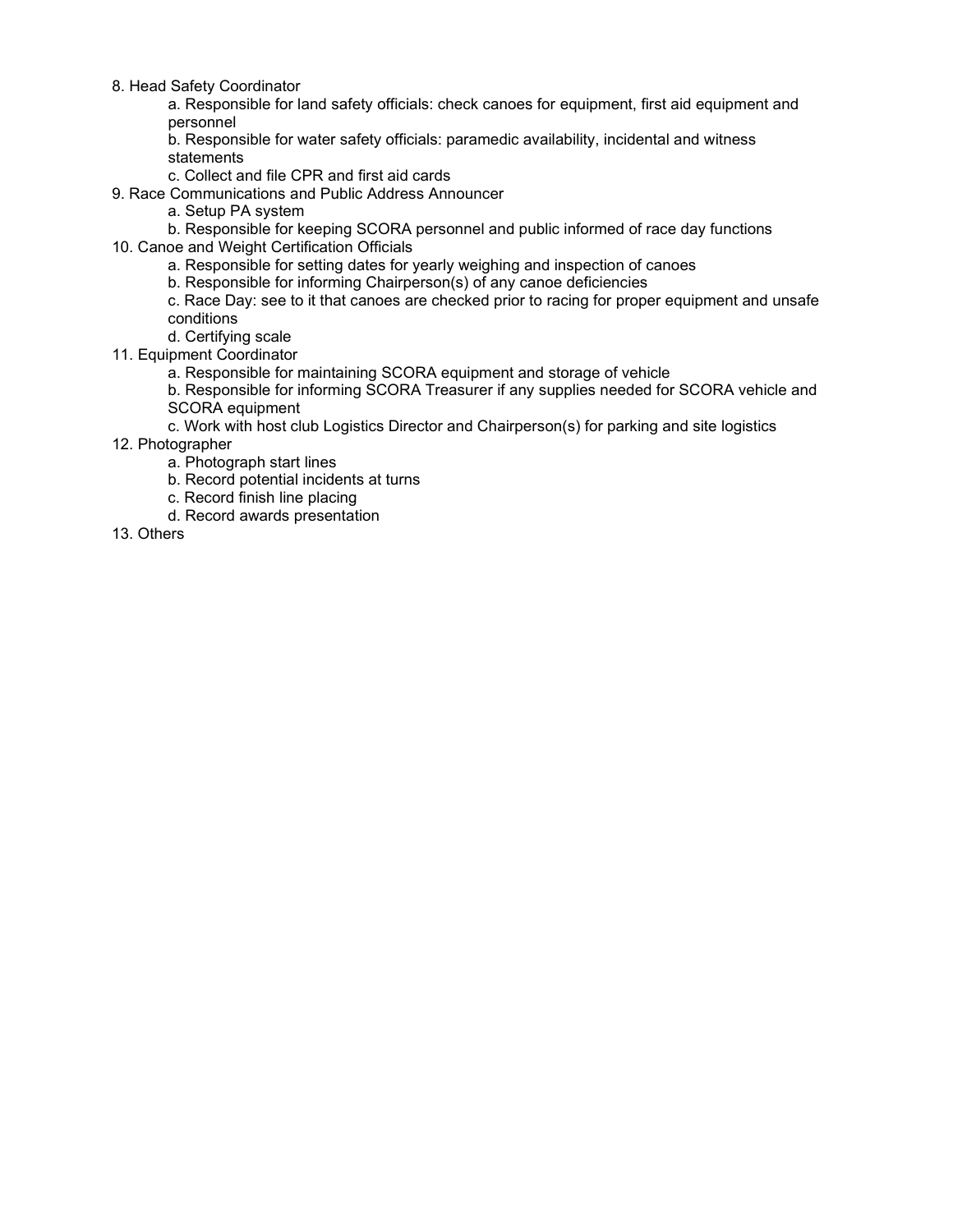8. Head Safety Coordinator
    a. Responsible for land safety officials: check canoes for equipment, first aid equipment and personnel
    b. Responsible for water safety officials: paramedic availability, incidental and witness statements
    c. Collect and file CPR and first aid cards
9. Race Communications and Public Address Announcer
    a. Setup PA system
    b. Responsible for keeping SCORA personnel and public informed of race day functions
10. Canoe and Weight Certification Officials
    a. Responsible for setting dates for yearly weighing and inspection of canoes
    b. Responsible for informing Chairperson(s) of any canoe deficiencies
    c. Race Day: see to it that canoes are checked prior to racing for proper equipment and unsafe conditions
    d. Certifying scale
11. Equipment Coordinator
    a. Responsible for maintaining SCORA equipment and storage of vehicle
    b. Responsible for informing SCORA Treasurer if any supplies needed for SCORA vehicle and SCORA equipment
    c. Work with host club Logistics Director and Chairperson(s) for parking and site logistics
12. Photographer
    a. Photograph start lines
    b. Record potential incidents at turns
    c. Record finish line placing
    d. Record awards presentation
13. Others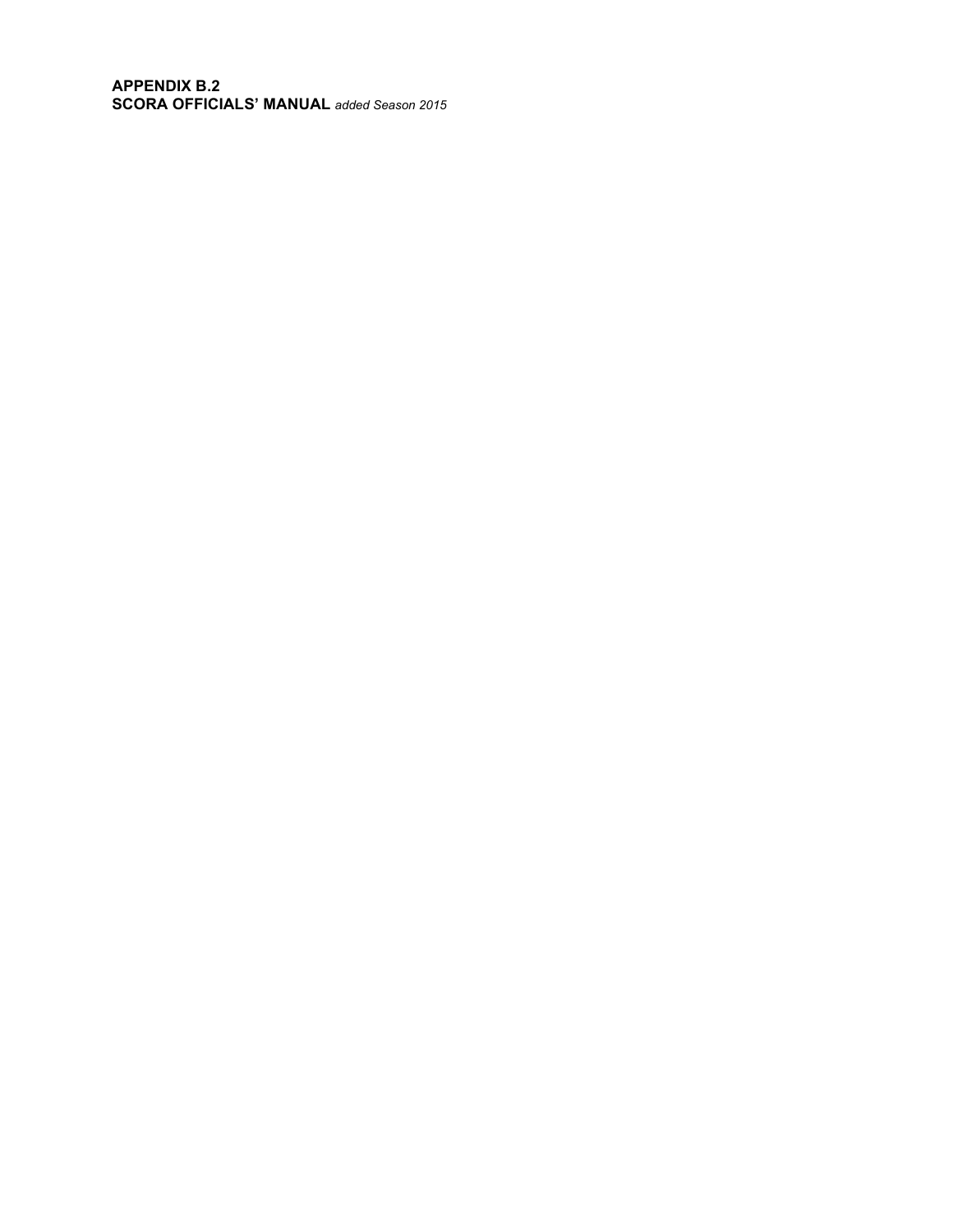**APPENDIX B.2**
**SCORA OFFICIALS' MANUAL** *added Season 2015*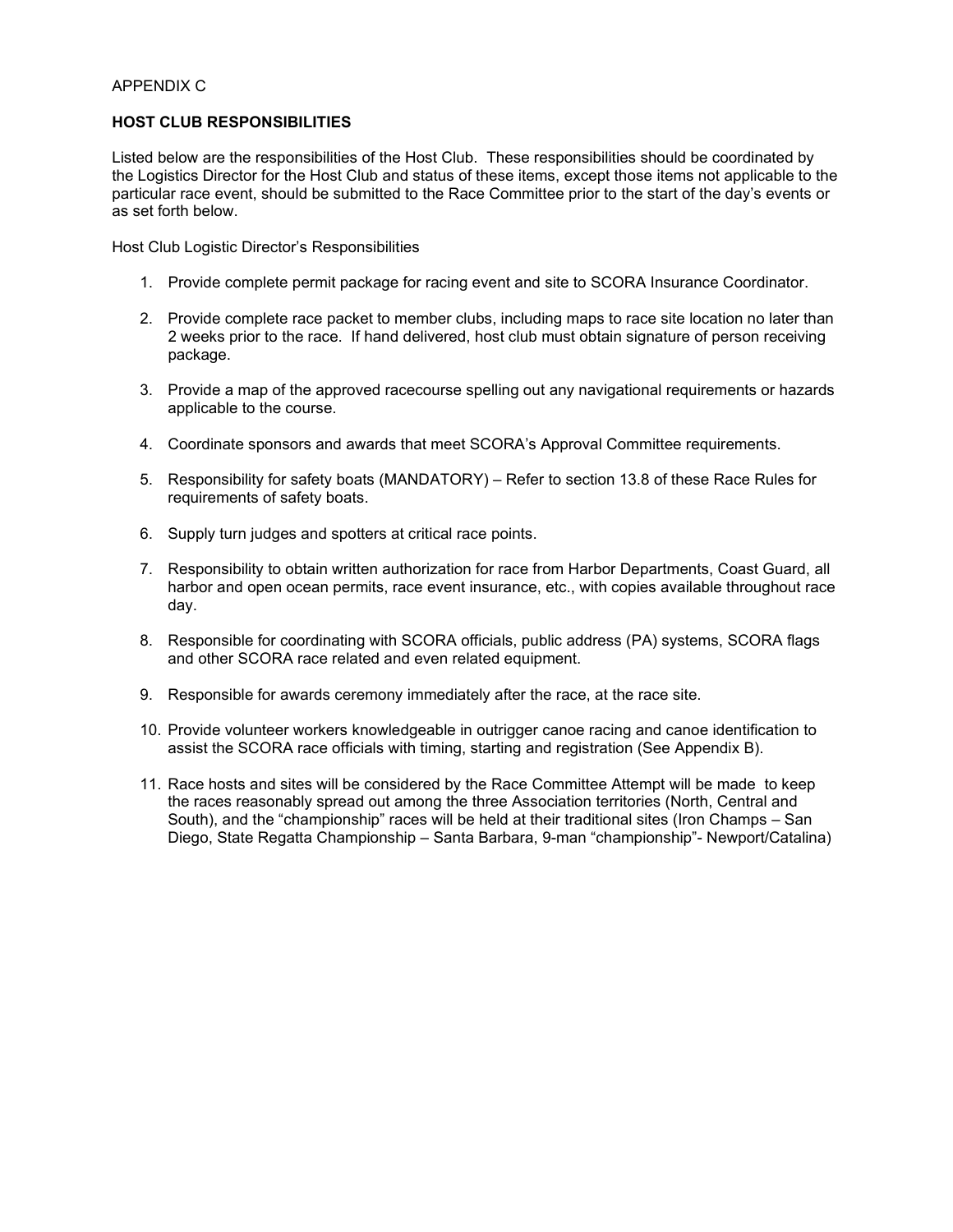APPENDIX C

**HOST CLUB RESPONSIBILITIES**

Listed below are the responsibilities of the Host Club. These responsibilities should be coordinated by the Logistics Director for the Host Club and status of these items, except those items not applicable to the particular race event, should be submitted to the Race Committee prior to the start of the day's events or as set forth below.

Host Club Logistic Director's Responsibilities

1. Provide complete permit package for racing event and site to SCORA Insurance Coordinator.

2. Provide complete race packet to member clubs, including maps to race site location no later than 2 weeks prior to the race. If hand delivered, host club must obtain signature of person receiving package.

3. Provide a map of the approved racecourse spelling out any navigational requirements or hazards applicable to the course.

4. Coordinate sponsors and awards that meet SCORA's Approval Committee requirements.

5. Responsibility for safety boats (MANDATORY) – Refer to section 13.8 of these Race Rules for requirements of safety boats.

6. Supply turn judges and spotters at critical race points.

7. Responsibility to obtain written authorization for race from Harbor Departments, Coast Guard, all harbor and open ocean permits, race event insurance, etc., with copies available throughout race day.

8. Responsible for coordinating with SCORA officials, public address (PA) systems, SCORA flags and other SCORA race related and even related equipment.

9. Responsible for awards ceremony immediately after the race, at the race site.

10. Provide volunteer workers knowledgeable in outrigger canoe racing and canoe identification to assist the SCORA race officials with timing, starting and registration (See Appendix B).

11. Race hosts and sites will be considered by the Race Committee Attempt will be made to keep the races reasonably spread out among the three Association territories (North, Central and South), and the "championship" races will be held at their traditional sites (Iron Champs – San Diego, State Regatta Championship – Santa Barbara, 9-man "championship"- Newport/Catalina)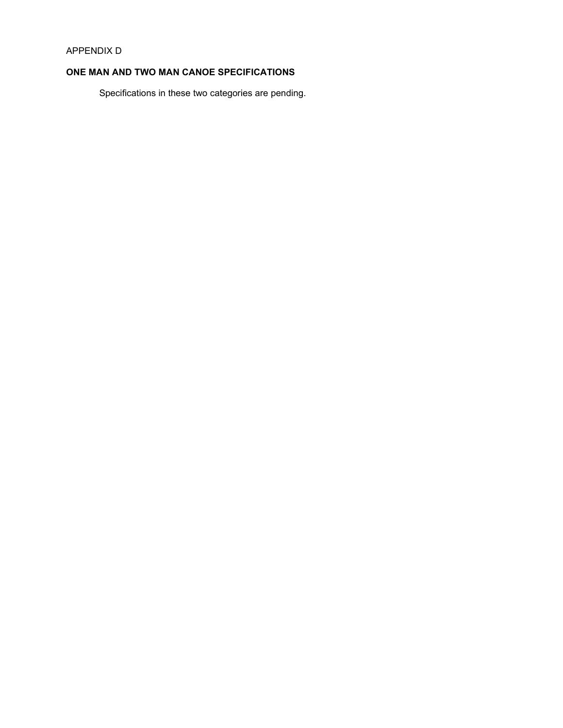APPENDIX D

**ONE MAN AND TWO MAN CANOE SPECIFICATIONS**

Specifications in these two categories are pending.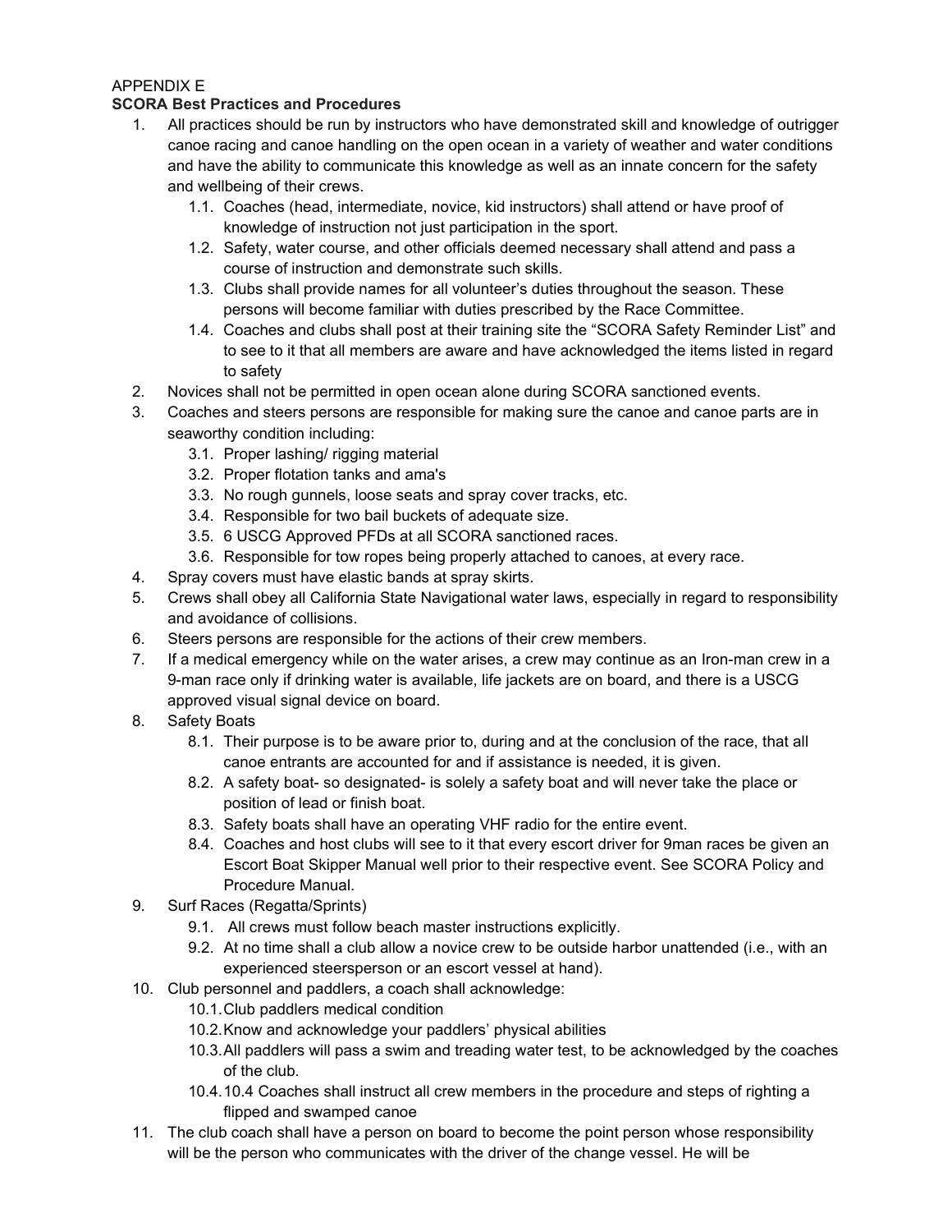APPENDIX E

**SCORA Best Practices and Procedures**

1. All practices should be run by instructors who have demonstrated skill and knowledge of outrigger canoe racing and canoe handling on the open ocean in a variety of weather and water conditions and have the ability to communicate this knowledge as well as an innate concern for the safety and wellbeing of their crews.
   - 1.1. Coaches (head, intermediate, novice, kid instructors) shall attend or have proof of knowledge of instruction not just participation in the sport.
   - 1.2. Safety, water course, and other officials deemed necessary shall attend and pass a course of instruction and demonstrate such skills.
   - 1.3. Clubs shall provide names for all volunteer's duties throughout the season. These persons will become familiar with duties prescribed by the Race Committee.
   - 1.4. Coaches and clubs shall post at their training site the "SCORA Safety Reminder List" and to see to it that all members are aware and have acknowledged the items listed in regard to safety
2. Novices shall not be permitted in open ocean alone during SCORA sanctioned events.
3. Coaches and steers persons are responsible for making sure the canoe and canoe parts are in seaworthy condition including:
   - 3.1. Proper lashing/ rigging material
   - 3.2. Proper flotation tanks and ama's
   - 3.3. No rough gunnels, loose seats and spray cover tracks, etc.
   - 3.4. Responsible for two bail buckets of adequate size.
   - 3.5. 6 USCG Approved PFDs at all SCORA sanctioned races.
   - 3.6. Responsible for tow ropes being properly attached to canoes, at every race.
4. Spray covers must have elastic bands at spray skirts.
5. Crews shall obey all California State Navigational water laws, especially in regard to responsibility and avoidance of collisions.
6. Steers persons are responsible for the actions of their crew members.
7. If a medical emergency while on the water arises, a crew may continue as an Iron-man crew in a 9-man race only if drinking water is available, life jackets are on board, and there is a USCG approved visual signal device on board.
8. Safety Boats
   - 8.1. Their purpose is to be aware prior to, during and at the conclusion of the race, that all canoe entrants are accounted for and if assistance is needed, it is given.
   - 8.2. A safety boat- so designated- is solely a safety boat and will never take the place or position of lead or finish boat.
   - 8.3. Safety boats shall have an operating VHF radio for the entire event.
   - 8.4. Coaches and host clubs will see to it that every escort driver for 9man races be given an Escort Boat Skipper Manual well prior to their respective event. See SCORA Policy and Procedure Manual.
9. Surf Races (Regatta/Sprints)
   - 9.1. All crews must follow beach master instructions explicitly.
   - 9.2. At no time shall a club allow a novice crew to be outside harbor unattended (i.e., with an experienced steersperson or an escort vessel at hand).
10. Club personnel and paddlers, a coach shall acknowledge:
    - 10.1. Club paddlers medical condition
    - 10.2. Know and acknowledge your paddlers' physical abilities
    - 10.3. All paddlers will pass a swim and treading water test, to be acknowledged by the coaches of the club.
    - 10.4. 10.4 Coaches shall instruct all crew members in the procedure and steps of righting a flipped and swamped canoe
11. The club coach shall have a person on board to become the point person whose responsibility will be the person who communicates with the driver of the change vessel. He will be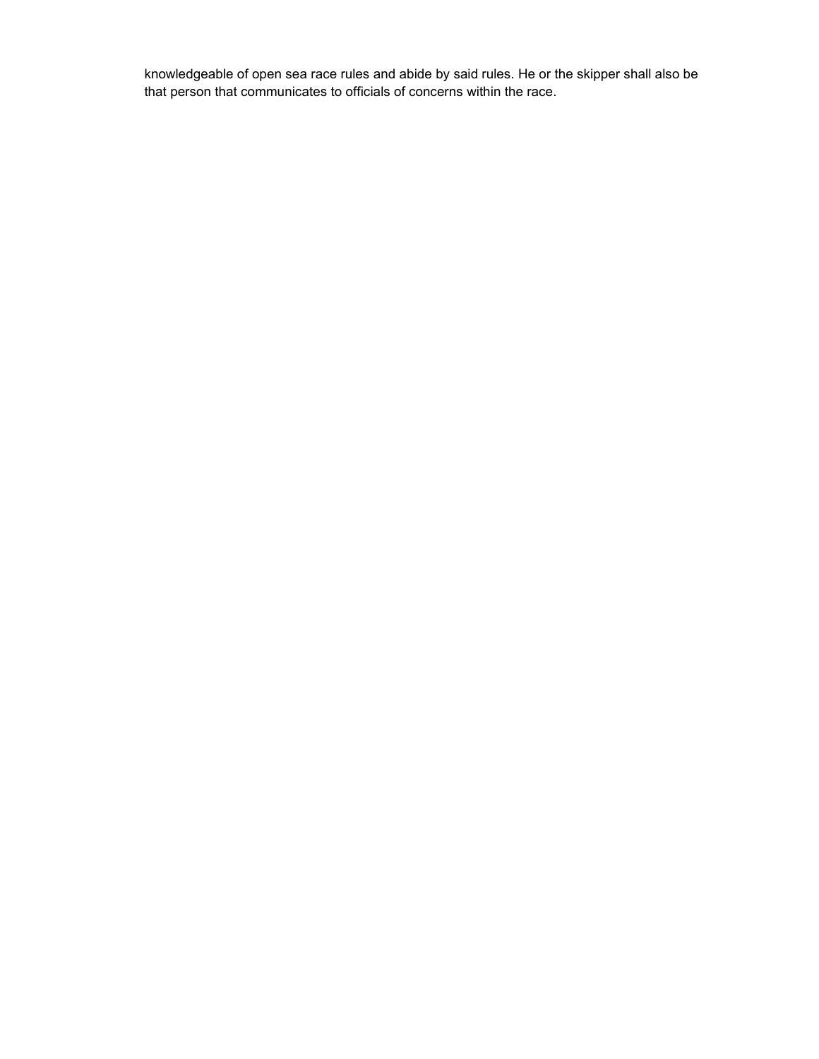knowledgeable of open sea race rules and abide by said rules. He or the skipper shall also be that person that communicates to officials of concerns within the race.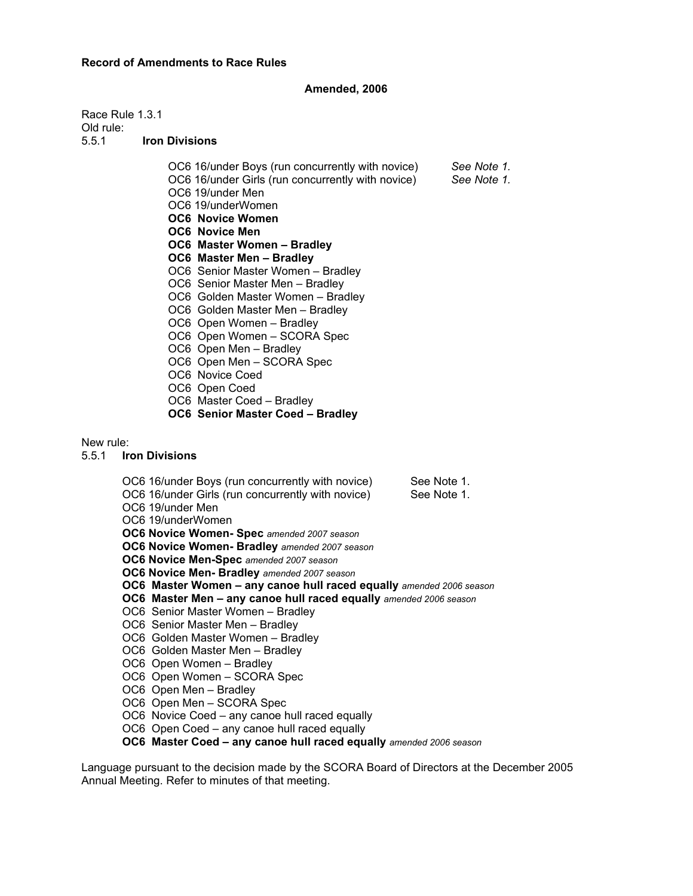**Record of Amendments to Race Rules**

**Amended, 2006**

Race Rule 1.3.1
Old rule:
5.5.1 **Iron Divisions**

OC6 16/under Boys (run concurrently with novice) *See Note 1.*
OC6 16/under Girls (run concurrently with novice) *See Note 1.*
OC6 19/under Men
OC6 19/underWomen
**OC6 Novice Women**
**OC6 Novice Men**
**OC6 Master Women – Bradley**
**OC6 Master Men – Bradley**
OC6 Senior Master Women – Bradley
OC6 Senior Master Men – Bradley
OC6 Golden Master Women – Bradley
OC6 Golden Master Men – Bradley
OC6 Open Women – Bradley
OC6 Open Women – SCORA Spec
OC6 Open Men – Bradley
OC6 Open Men – SCORA Spec
OC6 Novice Coed
OC6 Open Coed
OC6 Master Coed – Bradley
**OC6 Senior Master Coed – Bradley**

New rule:
5.5.1 **Iron Divisions**

OC6 16/under Boys (run concurrently with novice) See Note 1.
OC6 16/under Girls (run concurrently with novice) See Note 1.
OC6 19/under Men
OC6 19/underWomen
**OC6 Novice Women- Spec** *amended 2007 season*
**OC6 Novice Women- Bradley** *amended 2007 season*
**OC6 Novice Men-Spec** *amended 2007 season*
**OC6 Novice Men- Bradley** *amended 2007 season*
**OC6 Master Women – any canoe hull raced equally** *amended 2006 season*
**OC6 Master Men – any canoe hull raced equally** *amended 2006 season*
OC6 Senior Master Women – Bradley
OC6 Senior Master Men – Bradley
OC6 Golden Master Women – Bradley
OC6 Golden Master Men – Bradley
OC6 Open Women – Bradley
OC6 Open Women – SCORA Spec
OC6 Open Men – Bradley
OC6 Open Men – SCORA Spec
OC6 Novice Coed – any canoe hull raced equally
OC6 Open Coed – any canoe hull raced equally
**OC6 Master Coed – any canoe hull raced equally** *amended 2006 season*

Language pursuant to the decision made by the SCORA Board of Directors at the December 2005 Annual Meeting. Refer to minutes of that meeting.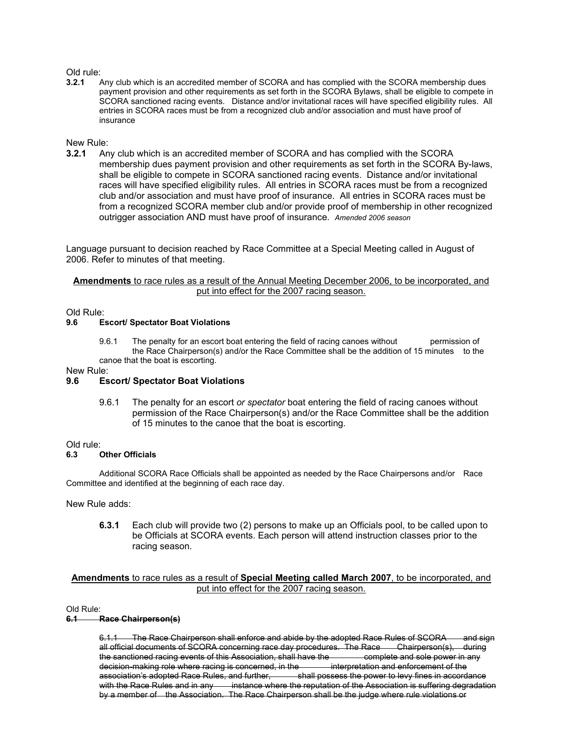Old rule:

**3.2.1** Any club which is an accredited member of SCORA and has complied with the SCORA membership dues payment provision and other requirements as set forth in the SCORA Bylaws, shall be eligible to compete in SCORA sanctioned racing events. Distance and/or invitational races will have specified eligibility rules. All entries in SCORA races must be from a recognized club and/or association and must have proof of insurance

New Rule:

**3.2.1** Any club which is an accredited member of SCORA and has complied with the SCORA membership dues payment provision and other requirements as set forth in the SCORA By-laws, shall be eligible to compete in SCORA sanctioned racing events. Distance and/or invitational races will have specified eligibility rules. All entries in SCORA races must be from a recognized club and/or association and must have proof of insurance. All entries in SCORA races must be from a recognized SCORA member club and/or provide proof of membership in other recognized outrigger association AND must have proof of insurance. *Amended 2006 season*

Language pursuant to decision reached by Race Committee at a Special Meeting called in August of 2006. Refer to minutes of that meeting.

<u>**Amendments** to race rules as a result of the Annual Meeting December 2006, to be incorporated, and put into effect for the 2007 racing season.</u>

Old Rule:

**9.6 Escort/ Spectator Boat Violations**

9.6.1 The penalty for an escort boat entering the field of racing canoes without permission of the Race Chairperson(s) and/or the Race Committee shall be the addition of 15 minutes to the canoe that the boat is escorting.

New Rule:

**9.6 Escort/ Spectator Boat Violations**

9.6.1 The penalty for an escort *or spectator* boat entering the field of racing canoes without permission of the Race Chairperson(s) and/or the Race Committee shall be the addition of 15 minutes to the canoe that the boat is escorting.

Old rule:

**6.3 Other Officials**

Additional SCORA Race Officials shall be appointed as needed by the Race Chairpersons and/or Race Committee and identified at the beginning of each race day.

New Rule adds:

**6.3.1** Each club will provide two (2) persons to make up an Officials pool, to be called upon to be Officials at SCORA events. Each person will attend instruction classes prior to the racing season.

<u>**Amendments** to race rules as a result of **Special Meeting called March 2007**, to be incorporated, and put into effect for the 2007 racing season.</u>

Old Rule:

~~**6.1 Race Chairperson(s)**~~

~~6.1.1 The Race Chairperson shall enforce and abide by the adopted Race Rules of SCORA and sign all official documents of SCORA concerning race day procedures. The Race Chairperson(s), during the sanctioned racing events of this Association, shall have the complete and sole power in any decision-making role where racing is concerned, in the interpretation and enforcement of the association's adopted Race Rules, and further, shall possess the power to levy fines in accordance with the Race Rules and in any instance where the reputation of the Association is suffering degradation by a member of the Association. The Race Chairperson shall be the judge where rule violations or~~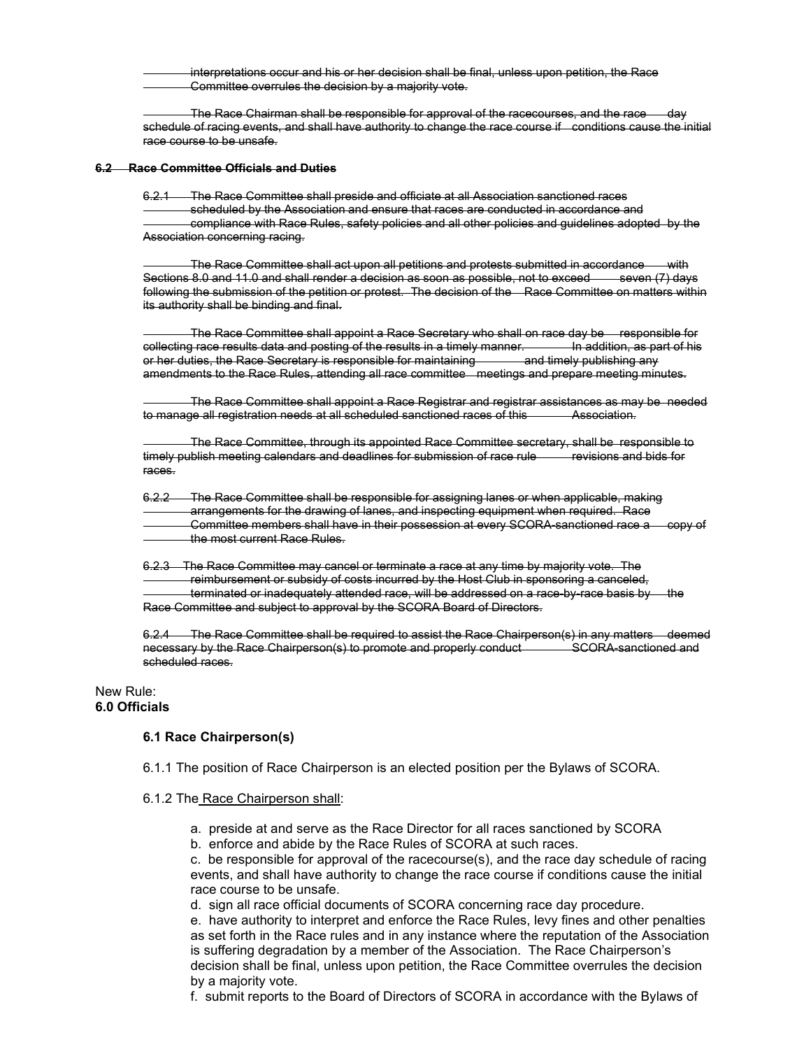~~interpretations occur and his or her decision shall be final, unless upon petition, the Race Committee overrules the decision by a majority vote.~~

~~The Race Chairman shall be responsible for approval of the racecourses, and the race day schedule of racing events, and shall have authority to change the race course if conditions cause the initial race course to be unsafe.~~

**~~6.2 Race Committee Officials and Duties~~**

~~6.2.1 The Race Committee shall preside and officiate at all Association sanctioned races scheduled by the Association and ensure that races are conducted in accordance and compliance with Race Rules, safety policies and all other policies and guidelines adopted by the Association concerning racing.~~

~~The Race Committee shall act upon all petitions and protests submitted in accordance with Sections 8.0 and 11.0 and shall render a decision as soon as possible, not to exceed seven (7) days following the submission of the petition or protest. The decision of the Race Committee on matters within its authority shall be binding and final.~~

~~The Race Committee shall appoint a Race Secretary who shall on race day be responsible for collecting race results data and posting of the results in a timely manner. In addition, as part of his or her duties, the Race Secretary is responsible for maintaining and timely publishing any amendments to the Race Rules, attending all race committee meetings and prepare meeting minutes.~~

~~The Race Committee shall appoint a Race Registrar and registrar assistances as may be needed to manage all registration needs at all scheduled sanctioned races of this Association.~~

~~The Race Committee, through its appointed Race Committee secretary, shall be responsible to timely publish meeting calendars and deadlines for submission of race rule revisions and bids for races.~~

~~6.2.2 The Race Committee shall be responsible for assigning lanes or when applicable, making arrangements for the drawing of lanes, and inspecting equipment when required. Race Committee members shall have in their possession at every SCORA-sanctioned race a copy of the most current Race Rules.~~

~~6.2.3 The Race Committee may cancel or terminate a race at any time by majority vote. The reimbursement or subsidy of costs incurred by the Host Club in sponsoring a canceled, terminated or inadequately attended race, will be addressed on a race-by-race basis by the Race Committee and subject to approval by the SCORA Board of Directors.~~

~~6.2.4 The Race Committee shall be required to assist the Race Chairperson(s) in any matters deemed necessary by the Race Chairperson(s) to promote and properly conduct SCORA-sanctioned and scheduled races.~~

New Rule:
**6.0 Officials**

**6.1 Race Chairperson(s)**

6.1.1 The position of Race Chairperson is an elected position per the Bylaws of SCORA.

6.1.2 The Race Chairperson shall:

a. preside at and serve as the Race Director for all races sanctioned by SCORA
b. enforce and abide by the Race Rules of SCORA at such races.
c. be responsible for approval of the racecourse(s), and the race day schedule of racing events, and shall have authority to change the race course if conditions cause the initial race course to be unsafe.
d. sign all race official documents of SCORA concerning race day procedure.
e. have authority to interpret and enforce the Race Rules, levy fines and other penalties as set forth in the Race rules and in any instance where the reputation of the Association is suffering degradation by a member of the Association. The Race Chairperson's decision shall be final, unless upon petition, the Race Committee overrules the decision by a majority vote.
f. submit reports to the Board of Directors of SCORA in accordance with the Bylaws of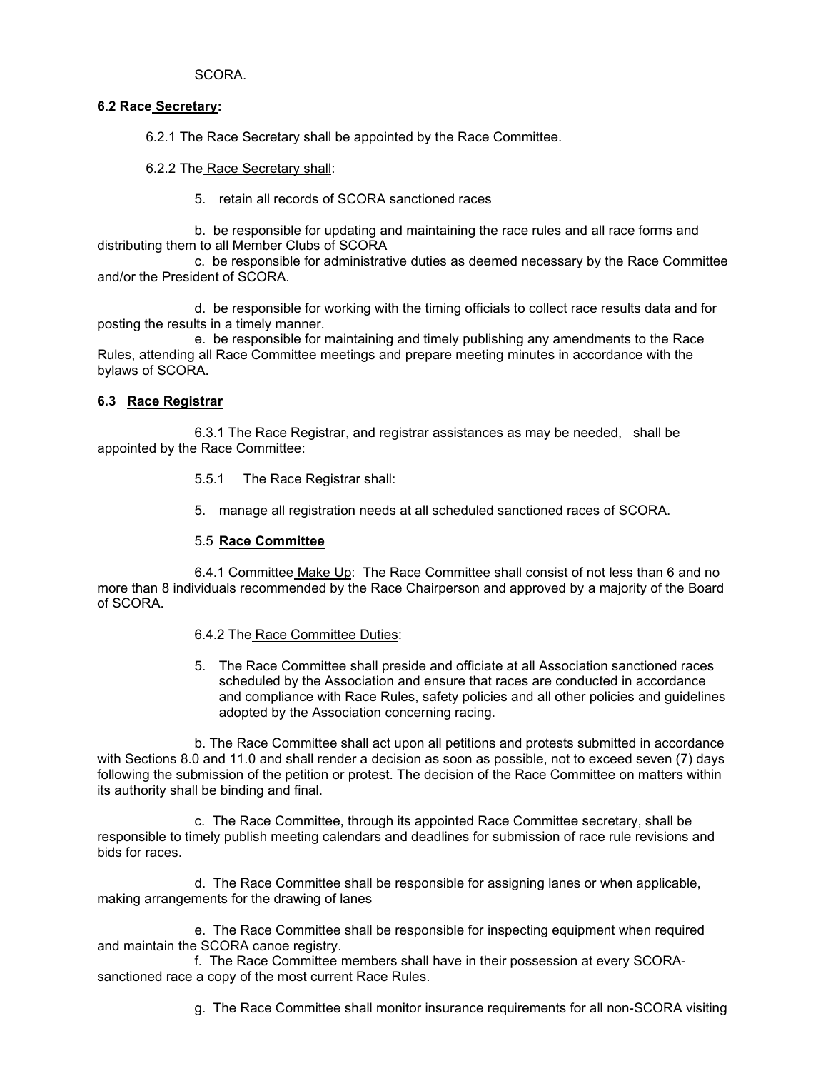SCORA.

**6.2 Race Secretary:**

6.2.1 The Race Secretary shall be appointed by the Race Committee.

6.2.2 The Race Secretary shall:

5. retain all records of SCORA sanctioned races

b. be responsible for updating and maintaining the race rules and all race forms and distributing them to all Member Clubs of SCORA

c. be responsible for administrative duties as deemed necessary by the Race Committee and/or the President of SCORA.

d. be responsible for working with the timing officials to collect race results data and for posting the results in a timely manner.

e. be responsible for maintaining and timely publishing any amendments to the Race Rules, attending all Race Committee meetings and prepare meeting minutes in accordance with the bylaws of SCORA.

**6.3 Race Registrar**

6.3.1 The Race Registrar, and registrar assistances as may be needed, shall be appointed by the Race Committee:

5.5.1 The Race Registrar shall:

5. manage all registration needs at all scheduled sanctioned races of SCORA.

5.5 **Race Committee**

6.4.1 Committee Make Up: The Race Committee shall consist of not less than 6 and no more than 8 individuals recommended by the Race Chairperson and approved by a majority of the Board of SCORA.

6.4.2 The Race Committee Duties:

5. The Race Committee shall preside and officiate at all Association sanctioned races scheduled by the Association and ensure that races are conducted in accordance and compliance with Race Rules, safety policies and all other policies and guidelines adopted by the Association concerning racing.

b. The Race Committee shall act upon all petitions and protests submitted in accordance with Sections 8.0 and 11.0 and shall render a decision as soon as possible, not to exceed seven (7) days following the submission of the petition or protest. The decision of the Race Committee on matters within its authority shall be binding and final.

c. The Race Committee, through its appointed Race Committee secretary, shall be responsible to timely publish meeting calendars and deadlines for submission of race rule revisions and bids for races.

d. The Race Committee shall be responsible for assigning lanes or when applicable, making arrangements for the drawing of lanes

e. The Race Committee shall be responsible for inspecting equipment when required and maintain the SCORA canoe registry.

f. The Race Committee members shall have in their possession at every SCORA-sanctioned race a copy of the most current Race Rules.

g. The Race Committee shall monitor insurance requirements for all non-SCORA visiting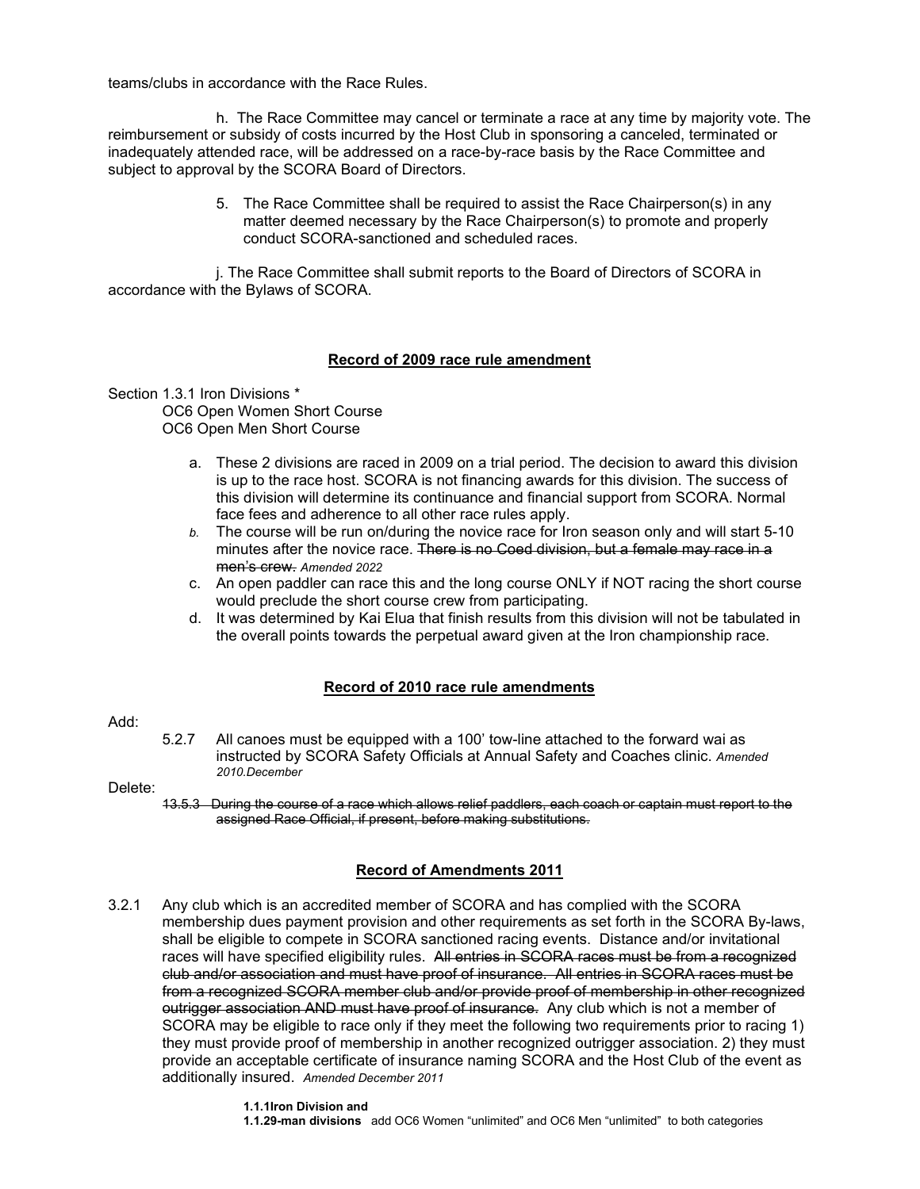teams/clubs in accordance with the Race Rules.

h. The Race Committee may cancel or terminate a race at any time by majority vote. The reimbursement or subsidy of costs incurred by the Host Club in sponsoring a canceled, terminated or inadequately attended race, will be addressed on a race-by-race basis by the Race Committee and subject to approval by the SCORA Board of Directors.

5. The Race Committee shall be required to assist the Race Chairperson(s) in any matter deemed necessary by the Race Chairperson(s) to promote and properly conduct SCORA-sanctioned and scheduled races.

j. The Race Committee shall submit reports to the Board of Directors of SCORA in accordance with the Bylaws of SCORA.

## Record of 2009 race rule amendment

Section 1.3.1 Iron Divisions *
OC6 Open Women Short Course
OC6 Open Men Short Course

a. These 2 divisions are raced in 2009 on a trial period. The decision to award this division is up to the race host. SCORA is not financing awards for this division. The success of this division will determine its continuance and financial support from SCORA. Normal face fees and adherence to all other race rules apply.
b. The course will be run on/during the novice race for Iron season only and will start 5-10 minutes after the novice race. ~~There is no Coed division, but a female may race in a men's crew.~~ *Amended 2022*
c. An open paddler can race this and the long course ONLY if NOT racing the short course would preclude the short course crew from participating.
d. It was determined by Kai Elua that finish results from this division will not be tabulated in the overall points towards the perpetual award given at the Iron championship race.

## Record of 2010 race rule amendments

Add:

5.2.7 All canoes must be equipped with a 100' tow-line attached to the forward wai as instructed by SCORA Safety Officials at Annual Safety and Coaches clinic. *Amended 2010.December*

Delete:

~~13.5.3 During the course of a race which allows relief paddlers, each coach or captain must report to the assigned Race Official, if present, before making substitutions.~~

## Record of Amendments 2011

3.2.1 Any club which is an accredited member of SCORA and has complied with the SCORA membership dues payment provision and other requirements as set forth in the SCORA By-laws, shall be eligible to compete in SCORA sanctioned racing events. Distance and/or invitational races will have specified eligibility rules. ~~All entries in SCORA races must be from a recognized club and/or association and must have proof of insurance. All entries in SCORA races must be from a recognized SCORA member club and/or provide proof of membership in other recognized outrigger association AND must have proof of insurance.~~ Any club which is not a member of SCORA may be eligible to race only if they meet the following two requirements prior to racing 1) they must provide proof of membership in another recognized outrigger association. 2) they must provide an acceptable certificate of insurance naming SCORA and the Host Club of the event as additionally insured. *Amended December 2011*

**1.1.1Iron Division and**
**1.1.29-man divisions** add OC6 Women "unlimited" and OC6 Men "unlimited" to both categories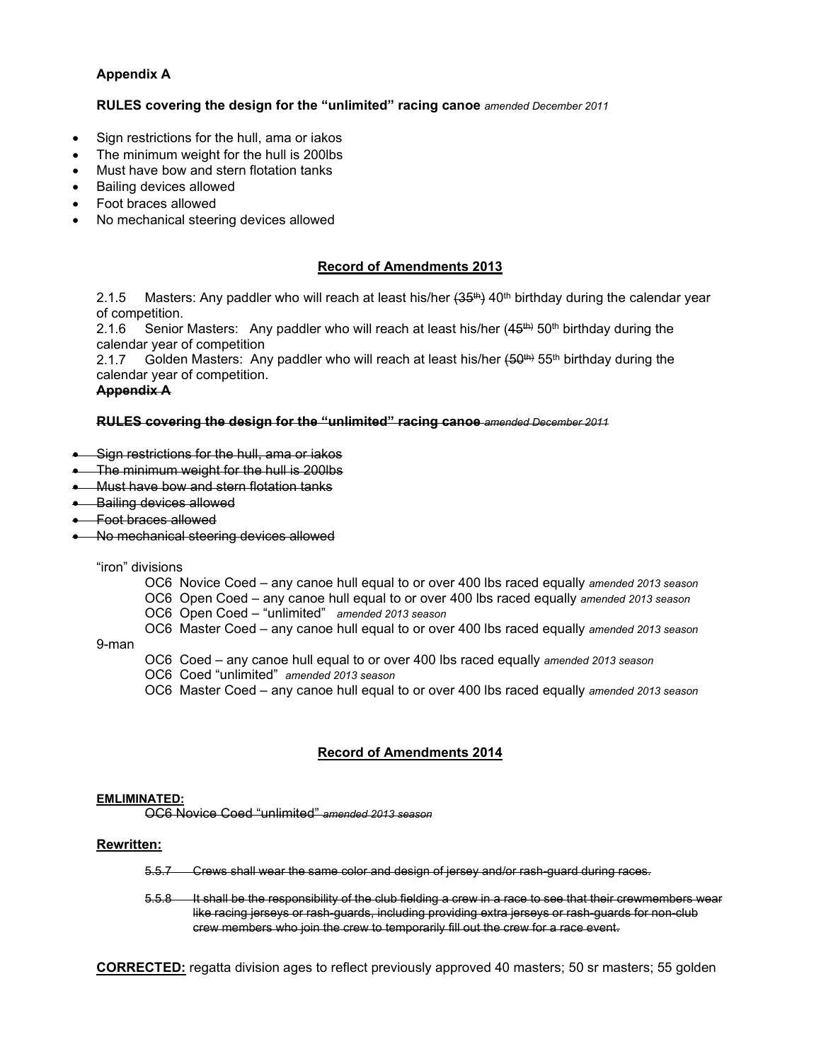**Appendix A**

**RULES covering the design for the "unlimited" racing canoe** *amended December 2011*

- Sign restrictions for the hull, ama or iakos
- The minimum weight for the hull is 200lbs
- Must have bow and stern flotation tanks
- Bailing devices allowed
- Foot braces allowed
- No mechanical steering devices allowed

## Record of Amendments 2013

2.1.5 Masters: Any paddler who will reach at least his/her ~~(35th)~~ 40th birthday during the calendar year of competition.
2.1.6 Senior Masters: Any paddler who will reach at least his/her ~~(45th)~~ 50th birthday during the calendar year of competition
2.1.7 Golden Masters: Any paddler who will reach at least his/her ~~(50th)~~ 55th birthday during the calendar year of competition.

~~**Appendix A**~~

~~**RULES covering the design for the "unlimited" racing canoe** *amended December 2011*~~

- ~~Sign restrictions for the hull, ama or iakos~~
- ~~The minimum weight for the hull is 200lbs~~
- ~~Must have bow and stern flotation tanks~~
- ~~Bailing devices allowed~~
- ~~Foot braces allowed~~
- ~~No mechanical steering devices allowed~~

"iron" divisions

- OC6 Novice Coed – any canoe hull equal to or over 400 lbs raced equally *amended 2013 season*
- OC6 Open Coed – any canoe hull equal to or over 400 lbs raced equally *amended 2013 season*
- OC6 Open Coed – "unlimited" *amended 2013 season*
- OC6 Master Coed – any canoe hull equal to or over 400 lbs raced equally *amended 2013 season*

9-man

- OC6 Coed – any canoe hull equal to or over 400 lbs raced equally *amended 2013 season*
- OC6 Coed "unlimited" *amended 2013 season*
- OC6 Master Coed – any canoe hull equal to or over 400 lbs raced equally *amended 2013 season*

## Record of Amendments 2014

**EMLIMINATED:**

~~OC6 Novice Coed "unlimited" *amended 2013 season*~~

**Rewritten:**

~~5.5.7 Crews shall wear the same color and design of jersey and/or rash-guard during races.~~

~~5.5.8 It shall be the responsibility of the club fielding a crew in a race to see that their crewmembers wear like racing jerseys or rash-guards, including providing extra jerseys or rash-guards for non-club crew members who join the crew to temporarily fill out the crew for a race event.~~

**CORRECTED:** regatta division ages to reflect previously approved 40 masters; 50 sr masters; 55 golden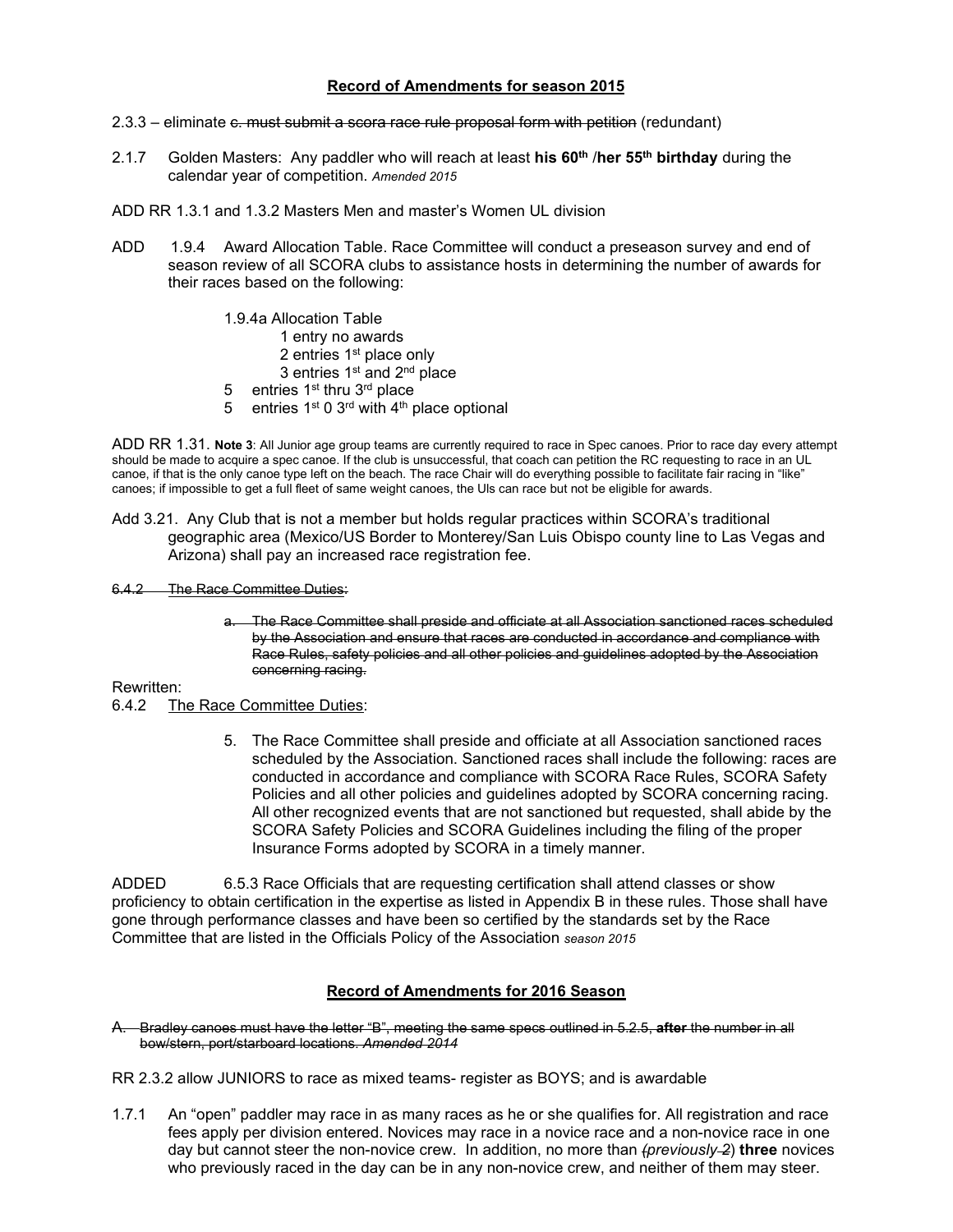## Record of Amendments for season 2015

2.3.3 – eliminate ~~c. must submit a scora race rule proposal form with petition~~ (redundant)

2.1.7 Golden Masters: Any paddler who will reach at least **his 60th** /**her 55th birthday** during the calendar year of competition. *Amended 2015*

ADD RR 1.3.1 and 1.3.2 Masters Men and master's Women UL division

ADD 1.9.4 Award Allocation Table. Race Committee will conduct a preseason survey and end of season review of all SCORA clubs to assistance hosts in determining the number of awards for their races based on the following:

1.9.4a Allocation Table
- 1 entry no awards
- 2 entries 1st place only
- 3 entries 1st and 2nd place
- 5 entries 1st thru 3rd place
- 5 entries 1st 0 3rd with 4th place optional

ADD RR 1.31. **Note 3**: All Junior age group teams are currently required to race in Spec canoes. Prior to race day every attempt should be made to acquire a spec canoe. If the club is unsuccessful, that coach can petition the RC requesting to race in an UL canoe, if that is the only canoe type left on the beach. The race Chair will do everything possible to facilitate fair racing in "like" canoes; if impossible to get a full fleet of same weight canoes, the Uls can race but not be eligible for awards.

Add 3.21. Any Club that is not a member but holds regular practices within SCORA's traditional geographic area (Mexico/US Border to Monterey/San Luis Obispo county line to Las Vegas and Arizona) shall pay an increased race registration fee.

~~6.4.2 The Race Committee Duties:~~

~~a. The Race Committee shall preside and officiate at all Association sanctioned races scheduled by the Association and ensure that races are conducted in accordance and compliance with Race Rules, safety policies and all other policies and guidelines adopted by the Association concerning racing.~~

Rewritten:

6.4.2 The Race Committee Duties:

5. The Race Committee shall preside and officiate at all Association sanctioned races scheduled by the Association. Sanctioned races shall include the following: races are conducted in accordance and compliance with SCORA Race Rules, SCORA Safety Policies and all other policies and guidelines adopted by SCORA concerning racing. All other recognized events that are not sanctioned but requested, shall abide by the SCORA Safety Policies and SCORA Guidelines including the filing of the proper Insurance Forms adopted by SCORA in a timely manner.

ADDED 6.5.3 Race Officials that are requesting certification shall attend classes or show proficiency to obtain certification in the expertise as listed in Appendix B in these rules. Those shall have gone through performance classes and have been so certified by the standards set by the Race Committee that are listed in the Officials Policy of the Association *season 2015*

## Record of Amendments for 2016 Season

~~A. Bradley canoes must have the letter "B", meeting the same specs outlined in 5.2.5, **after** the number in all bow/stern, port/starboard locations. *Amended 2014*~~

RR 2.3.2 allow JUNIORS to race as mixed teams- register as BOYS; and is awardable

1.7.1 An "open" paddler may race in as many races as he or she qualifies for. All registration and race fees apply per division entered. Novices may race in a novice race and a non-novice race in one day but cannot steer the non-novice crew. In addition, no more than *(previously ~~2~~)* **three** novices who previously raced in the day can be in any non-novice crew, and neither of them may steer.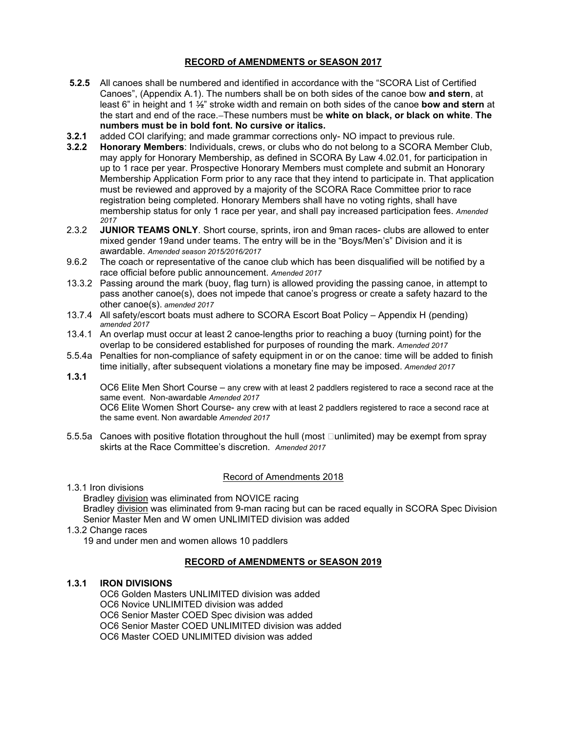**RECORD of AMENDMENTS or SEASON 2017**

**5.2.5** All canoes shall be numbered and identified in accordance with the "SCORA List of Certified Canoes", (Appendix A.1). The numbers shall be on both sides of the canoe bow **and stern**, at least 6" in height and 1 ½" stroke width and remain on both sides of the canoe **bow and stern** at the start and end of the race.–These numbers must be **white on black, or black on white**. **The numbers must be in bold font. No cursive or italics.**

**3.2.1** added COI clarifying; and made grammar corrections only- NO impact to previous rule.

**3.2.2** **Honorary Members**: Individuals, crews, or clubs who do not belong to a SCORA Member Club, may apply for Honorary Membership, as defined in SCORA By Law 4.02.01, for participation in up to 1 race per year. Prospective Honorary Members must complete and submit an Honorary Membership Application Form prior to any race that they intend to participate in. That application must be reviewed and approved by a majority of the SCORA Race Committee prior to race registration being completed. Honorary Members shall have no voting rights, shall have membership status for only 1 race per year, and shall pay increased participation fees. *Amended 2017*

2.3.2 **JUNIOR TEAMS ONLY**. Short course, sprints, iron and 9man races- clubs are allowed to enter mixed gender 19and under teams. The entry will be in the "Boys/Men's" Division and it is awardable. *Amended season 2015/2016/2017*

9.6.2 The coach or representative of the canoe club which has been disqualified will be notified by a race official before public announcement. *Amended 2017*

13.3.2 Passing around the mark (buoy, flag turn) is allowed providing the passing canoe, in attempt to pass another canoe(s), does not impede that canoe's progress or create a safety hazard to the other canoe(s). *amended 2017*

13.7.4 All safety/escort boats must adhere to SCORA Escort Boat Policy – Appendix H (pending) *amended 2017*

13.4.1 An overlap must occur at least 2 canoe-lengths prior to reaching a buoy (turning point) for the overlap to be considered established for purposes of rounding the mark. *Amended 2017*

5.5.4a Penalties for non-compliance of safety equipment in or on the canoe: time will be added to finish time initially, after subsequent violations a monetary fine may be imposed. *Amended 2017*

**1.3.1**

OC6 Elite Men Short Course – any crew with at least 2 paddlers registered to race a second race at the same event. Non-awardable *Amended 2017*

OC6 Elite Women Short Course- any crew with at least 2 paddlers registered to race a second race at the same event. Non awardable *Amended 2017*

5.5.5a Canoes with positive flotation throughout the hull (most unlimited) may be exempt from spray skirts at the Race Committee's discretion. *Amended 2017*

Record of Amendments 2018

1.3.1 Iron divisions

Bradley division was eliminated from NOVICE racing
Bradley division was eliminated from 9-man racing but can be raced equally in SCORA Spec Division
Senior Master Men and W omen UNLIMITED division was added

1.3.2 Change races

19 and under men and women allows 10 paddlers

**RECORD of AMENDMENTS or SEASON 2019**

**1.3.1 IRON DIVISIONS**

OC6 Golden Masters UNLIMITED division was added
OC6 Novice UNLIMITED division was added
OC6 Senior Master COED Spec division was added
OC6 Senior Master COED UNLIMITED division was added
OC6 Master COED UNLIMITED division was added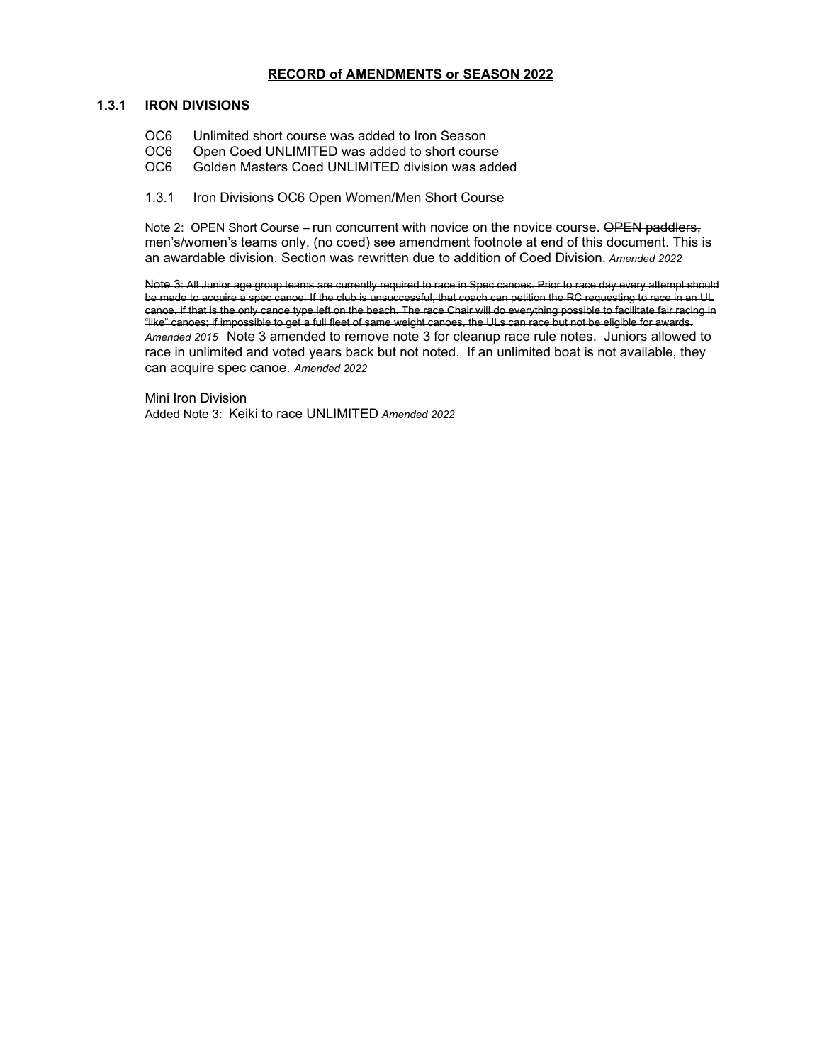## RECORD of AMENDMENTS or SEASON 2022

### 1.3.1 IRON DIVISIONS

OC6 Unlimited short course was added to Iron Season
OC6 Open Coed UNLIMITED was added to short course
OC6 Golden Masters Coed UNLIMITED division was added

1.3.1 Iron Divisions OC6 Open Women/Men Short Course

Note 2: OPEN Short Course – run concurrent with novice on the novice course. ~~OPEN paddlers, men's/women's teams only, (no coed)~~ ~~see amendment footnote at end of this document.~~ This is an awardable division. Section was rewritten due to addition of Coed Division. *Amended 2022*

~~Note 3: All Junior age group teams are currently required to race in Spec canoes. Prior to race day every attempt should be made to acquire a spec canoe. If the club is unsuccessful, that coach can petition the RC requesting to race in an UL canoe, if that is the only canoe type left on the beach. The race Chair will do everything possible to facilitate fair racing in "like" canoes; if impossible to get a full fleet of same weight canoes, the ULs can race but not be eligible for awards.~~ ~~*Amended 2015*~~ Note 3 amended to remove note 3 for cleanup race rule notes. Juniors allowed to race in unlimited and voted years back but not noted. If an unlimited boat is not available, they can acquire spec canoe. *Amended 2022*

Mini Iron Division
Added Note 3: Keiki to race UNLIMITED *Amended 2022*